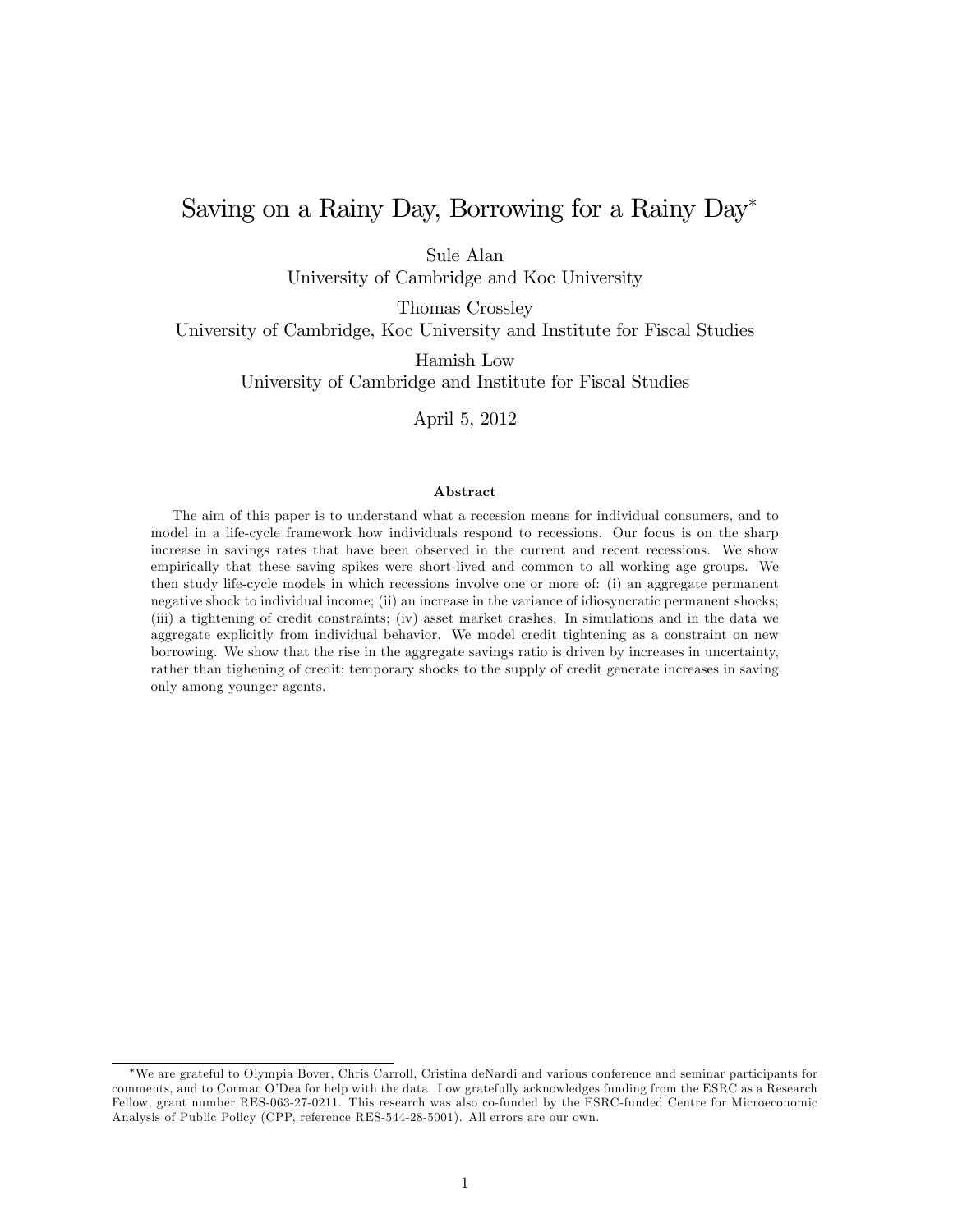# Saving on a Rainy Day, Borrowing for a Rainy Day*

Sule Alan
University of Cambridge and Koc University

Thomas Crossley
University of Cambridge, Koc University and Institute for Fiscal Studies

Hamish Low
University of Cambridge and Institute for Fiscal Studies

April 5, 2012

### Abstract

The aim of this paper is to understand what a recession means for individual consumers, and to model in a life-cycle framework how individuals respond to recessions. Our focus is on the sharp increase in savings rates that have been observed in the current and recent recessions. We show empirically that these saving spikes were short-lived and common to all working age groups. We then study life-cycle models in which recessions involve one or more of: (i) an aggregate permanent negative shock to individual income; (ii) an increase in the variance of idiosyncratic permanent shocks; (iii) a tightening of credit constraints; (iv) asset market crashes. In simulations and in the data we aggregate explicitly from individual behavior. We model credit tightening as a constraint on new borrowing. We show that the rise in the aggregate savings ratio is driven by increases in uncertainty, rather than tighening of credit; temporary shocks to the supply of credit generate increases in saving only among younger agents.

*We are grateful to Olympia Bover, Chris Carroll, Cristina deNardi and various conference and seminar participants for comments, and to Cormac O'Dea for help with the data. Low gratefully acknowledges funding from the ESRC as a Research Fellow, grant number RES-063-27-0211. This research was also co-funded by the ESRC-funded Centre for Microeconomic Analysis of Public Policy (CPP, reference RES-544-28-5001). All errors are our own.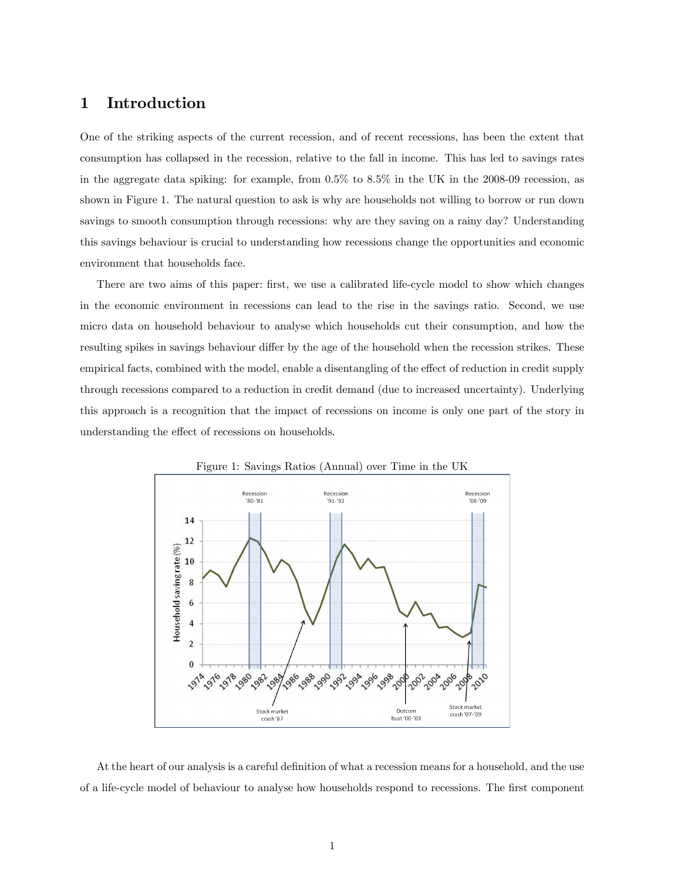# 1 Introduction

One of the striking aspects of the current recession, and of recent recessions, has been the extent that consumption has collapsed in the recession, relative to the fall in income. This has led to savings rates in the aggregate data spiking: for example, from 0.5% to 8.5% in the UK in the 2008-09 recession, as shown in Figure 1. The natural question to ask is why are households not willing to borrow or run down savings to smooth consumption through recessions: why are they saving on a rainy day? Understanding this savings behaviour is crucial to understanding how recessions change the opportunities and economic environment that households face.

There are two aims of this paper: first, we use a calibrated life-cycle model to show which changes in the economic environment in recessions can lead to the rise in the savings ratio. Second, we use micro data on household behaviour to analyse which households cut their consumption, and how the resulting spikes in savings behaviour differ by the age of the household when the recession strikes. These empirical facts, combined with the model, enable a disentangling of the effect of reduction in credit supply through recessions compared to a reduction in credit demand (due to increased uncertainty). Underlying this approach is a recognition that the impact of recessions on income is only one part of the story in understanding the effect of recessions on households.

Figure 1: Savings Ratios (Annual) over Time in the UK

At the heart of our analysis is a careful definition of what a recession means for a household, and the use of a life-cycle model of behaviour to analyse how households respond to recessions. The first component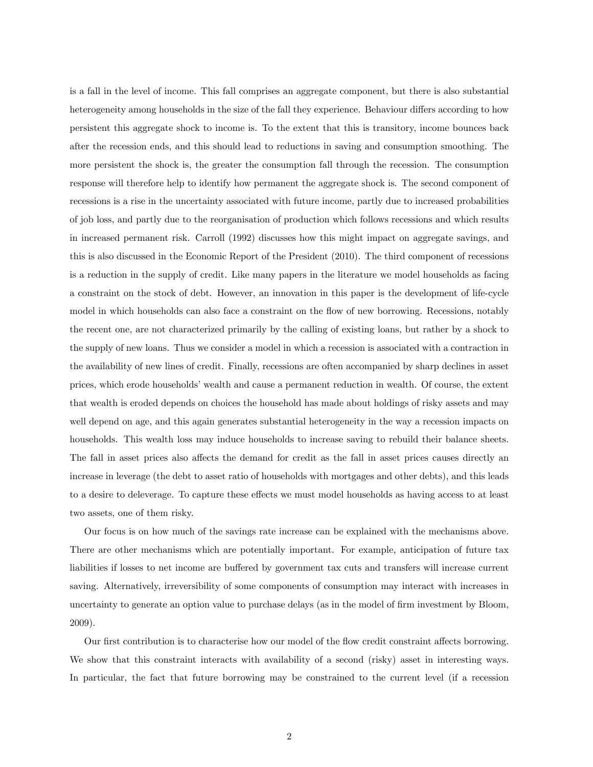is a fall in the level of income. This fall comprises an aggregate component, but there is also substantial heterogeneity among households in the size of the fall they experience. Behaviour differs according to how persistent this aggregate shock to income is. To the extent that this is transitory, income bounces back after the recession ends, and this should lead to reductions in saving and consumption smoothing. The more persistent the shock is, the greater the consumption fall through the recession. The consumption response will therefore help to identify how permanent the aggregate shock is. The second component of recessions is a rise in the uncertainty associated with future income, partly due to increased probabilities of job loss, and partly due to the reorganisation of production which follows recessions and which results in increased permanent risk. Carroll (1992) discusses how this might impact on aggregate savings, and this is also discussed in the Economic Report of the President (2010). The third component of recessions is a reduction in the supply of credit. Like many papers in the literature we model households as facing a constraint on the stock of debt. However, an innovation in this paper is the development of life-cycle model in which households can also face a constraint on the flow of new borrowing. Recessions, notably the recent one, are not characterized primarily by the calling of existing loans, but rather by a shock to the supply of new loans. Thus we consider a model in which a recession is associated with a contraction in the availability of new lines of credit. Finally, recessions are often accompanied by sharp declines in asset prices, which erode households' wealth and cause a permanent reduction in wealth. Of course, the extent that wealth is eroded depends on choices the household has made about holdings of risky assets and may well depend on age, and this again generates substantial heterogeneity in the way a recession impacts on households. This wealth loss may induce households to increase saving to rebuild their balance sheets. The fall in asset prices also affects the demand for credit as the fall in asset prices causes directly an increase in leverage (the debt to asset ratio of households with mortgages and other debts), and this leads to a desire to deleverage. To capture these effects we must model households as having access to at least two assets, one of them risky.

Our focus is on how much of the savings rate increase can be explained with the mechanisms above. There are other mechanisms which are potentially important. For example, anticipation of future tax liabilities if losses to net income are buffered by government tax cuts and transfers will increase current saving. Alternatively, irreversibility of some components of consumption may interact with increases in uncertainty to generate an option value to purchase delays (as in the model of firm investment by Bloom, 2009).

Our first contribution is to characterise how our model of the flow credit constraint affects borrowing. We show that this constraint interacts with availability of a second (risky) asset in interesting ways. In particular, the fact that future borrowing may be constrained to the current level (if a recession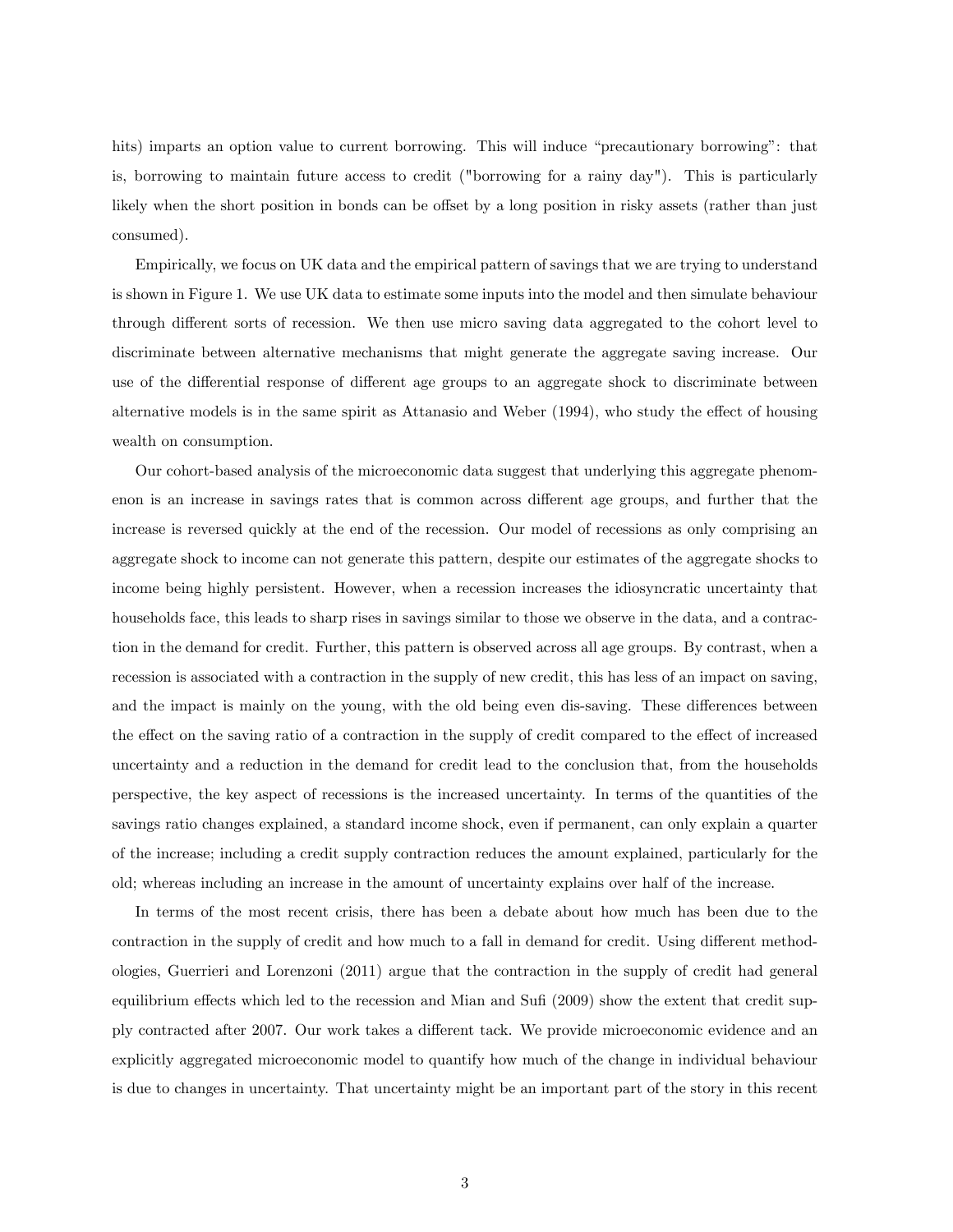hits) imparts an option value to current borrowing. This will induce “precautionary borrowing”: that is, borrowing to maintain future access to credit ("borrowing for a rainy day"). This is particularly likely when the short position in bonds can be offset by a long position in risky assets (rather than just consumed).

Empirically, we focus on UK data and the empirical pattern of savings that we are trying to understand is shown in Figure 1. We use UK data to estimate some inputs into the model and then simulate behaviour through different sorts of recession. We then use micro saving data aggregated to the cohort level to discriminate between alternative mechanisms that might generate the aggregate saving increase. Our use of the differential response of different age groups to an aggregate shock to discriminate between alternative models is in the same spirit as Attanasio and Weber (1994), who study the effect of housing wealth on consumption.

Our cohort-based analysis of the microeconomic data suggest that underlying this aggregate phenomenon is an increase in savings rates that is common across different age groups, and further that the increase is reversed quickly at the end of the recession. Our model of recessions as only comprising an aggregate shock to income can not generate this pattern, despite our estimates of the aggregate shocks to income being highly persistent. However, when a recession increases the idiosyncratic uncertainty that households face, this leads to sharp rises in savings similar to those we observe in the data, and a contraction in the demand for credit. Further, this pattern is observed across all age groups. By contrast, when a recession is associated with a contraction in the supply of new credit, this has less of an impact on saving, and the impact is mainly on the young, with the old being even dis-saving. These differences between the effect on the saving ratio of a contraction in the supply of credit compared to the effect of increased uncertainty and a reduction in the demand for credit lead to the conclusion that, from the households perspective, the key aspect of recessions is the increased uncertainty. In terms of the quantities of the savings ratio changes explained, a standard income shock, even if permanent, can only explain a quarter of the increase; including a credit supply contraction reduces the amount explained, particularly for the old; whereas including an increase in the amount of uncertainty explains over half of the increase.

In terms of the most recent crisis, there has been a debate about how much has been due to the contraction in the supply of credit and how much to a fall in demand for credit. Using different methodologies, Guerrieri and Lorenzoni (2011) argue that the contraction in the supply of credit had general equilibrium effects which led to the recession and Mian and Sufi (2009) show the extent that credit supply contracted after 2007. Our work takes a different tack. We provide microeconomic evidence and an explicitly aggregated microeconomic model to quantify how much of the change in individual behaviour is due to changes in uncertainty. That uncertainty might be an important part of the story in this recent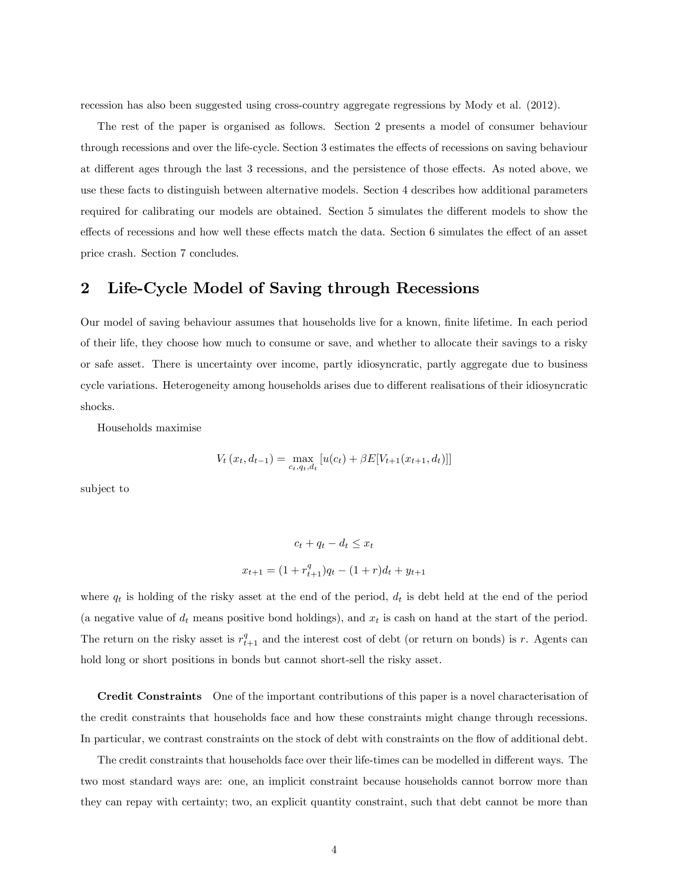recession has also been suggested using cross-country aggregate regressions by Mody et al. (2012).

The rest of the paper is organised as follows. Section 2 presents a model of consumer behaviour through recessions and over the life-cycle. Section 3 estimates the effects of recessions on saving behaviour at different ages through the last 3 recessions, and the persistence of those effects. As noted above, we use these facts to distinguish between alternative models. Section 4 describes how additional parameters required for calibrating our models are obtained. Section 5 simulates the different models to show the effects of recessions and how well these effects match the data. Section 6 simulates the effect of an asset price crash. Section 7 concludes.

## 2 Life-Cycle Model of Saving through Recessions

Our model of saving behaviour assumes that households live for a known, finite lifetime. In each period of their life, they choose how much to consume or save, and whether to allocate their savings to a risky or safe asset. There is uncertainty over income, partly idiosyncratic, partly aggregate due to business cycle variations. Heterogeneity among households arises due to different realisations of their idiosyncratic shocks.

Households maximise

$$V_t(x_t, d_{t-1}) = \max_{c_t, q_t, d_t} [u(c_t) + \beta E[V_{t+1}(x_{t+1}, d_t)]]$$

subject to

$$c_t + q_t - d_t \leq x_t$$

$$x_{t+1} = (1 + r^q_{t+1})q_t - (1 + r)d_t + y_{t+1}$$

where $q_t$ is holding of the risky asset at the end of the period, $d_t$ is debt held at the end of the period (a negative value of $d_t$ means positive bond holdings), and $x_t$ is cash on hand at the start of the period. The return on the risky asset is $r^q_{t+1}$ and the interest cost of debt (or return on bonds) is $r$. Agents can hold long or short positions in bonds but cannot short-sell the risky asset.

**Credit Constraints** One of the important contributions of this paper is a novel characterisation of the credit constraints that households face and how these constraints might change through recessions. In particular, we contrast constraints on the stock of debt with constraints on the flow of additional debt.

The credit constraints that households face over their life-times can be modelled in different ways. The two most standard ways are: one, an implicit constraint because households cannot borrow more than they can repay with certainty; two, an explicit quantity constraint, such that debt cannot be more than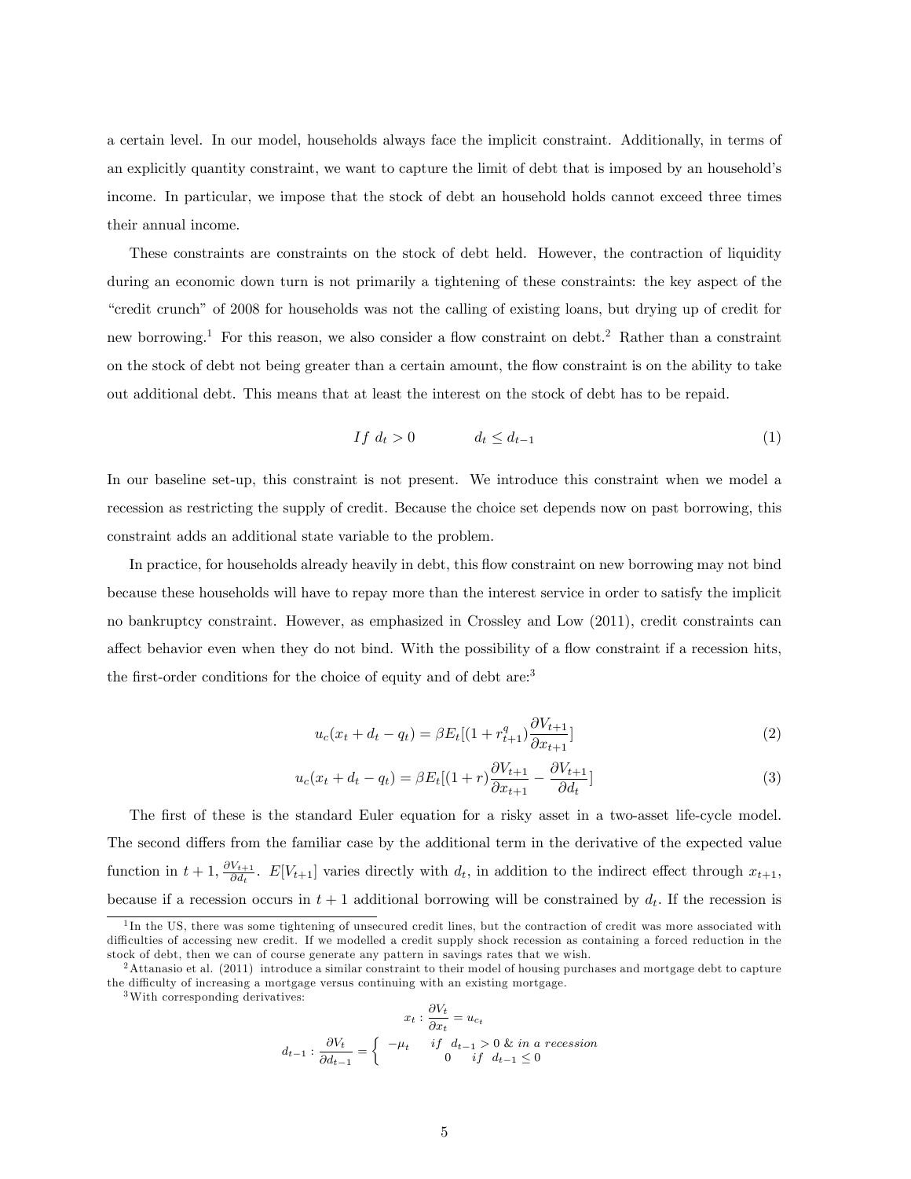a certain level. In our model, households always face the implicit constraint. Additionally, in terms of an explicitly quantity constraint, we want to capture the limit of debt that is imposed by an household's income. In particular, we impose that the stock of debt an household holds cannot exceed three times their annual income.

These constraints are constraints on the stock of debt held. However, the contraction of liquidity during an economic down turn is not primarily a tightening of these constraints: the key aspect of the "credit crunch" of 2008 for households was not the calling of existing loans, but drying up of credit for new borrowing.[1] For this reason, we also consider a flow constraint on debt.[2] Rather than a constraint on the stock of debt not being greater than a certain amount, the flow constraint is on the ability to take out additional debt. This means that at least the interest on the stock of debt has to be repaid.

$$If\ d_t > 0 \qquad\qquad d_t \leq d_{t-1} \tag{1}$$

In our baseline set-up, this constraint is not present. We introduce this constraint when we model a recession as restricting the supply of credit. Because the choice set depends now on past borrowing, this constraint adds an additional state variable to the problem.

In practice, for households already heavily in debt, this flow constraint on new borrowing may not bind because these households will have to repay more than the interest service in order to satisfy the implicit no bankruptcy constraint. However, as emphasized in Crossley and Low (2011), credit constraints can affect behavior even when they do not bind. With the possibility of a flow constraint if a recession hits, the first-order conditions for the choice of equity and of debt are:[3]

$$u_c(x_t + d_t - q_t) = \beta E_t[(1 + r^q_{t+1})\frac{\partial V_{t+1}}{\partial x_{t+1}}] \tag{2}$$

$$u_c(x_t + d_t - q_t) = \beta E_t[(1 + r)\frac{\partial V_{t+1}}{\partial x_{t+1}} - \frac{\partial V_{t+1}}{\partial d_t}] \tag{3}$$

The first of these is the standard Euler equation for a risky asset in a two-asset life-cycle model. The second differs from the familiar case by the additional term in the derivative of the expected value function in $t+1$, $\frac{\partial V_{t+1}}{\partial d_t}$. $E[V_{t+1}]$ varies directly with $d_t$, in addition to the indirect effect through $x_{t+1}$, because if a recession occurs in $t+1$ additional borrowing will be constrained by $d_t$. If the recession is

[1] In the US, there was some tightening of unsecured credit lines, but the contraction of credit was more associated with difficulties of accessing new credit. If we modelled a credit supply shock recession as containing a forced reduction in the stock of debt, then we can of course generate any pattern in savings rates that we wish.

[2] Attanasio et al. (2011) introduce a similar constraint to their model of housing purchases and mortgage debt to capture the difficulty of increasing a mortgage versus continuing with an existing mortgage.

[3] With corresponding derivatives:

$$x_t : \frac{\partial V_t}{\partial x_t} = u_{c_t}$$

$$d_{t-1} : \frac{\partial V_t}{\partial d_{t-1}} = \begin{cases} -\mu_t & if\ d_{t-1} > 0\ \&\ in\ a\ recession \\ 0 & if\ d_{t-1} \leq 0 \end{cases}$$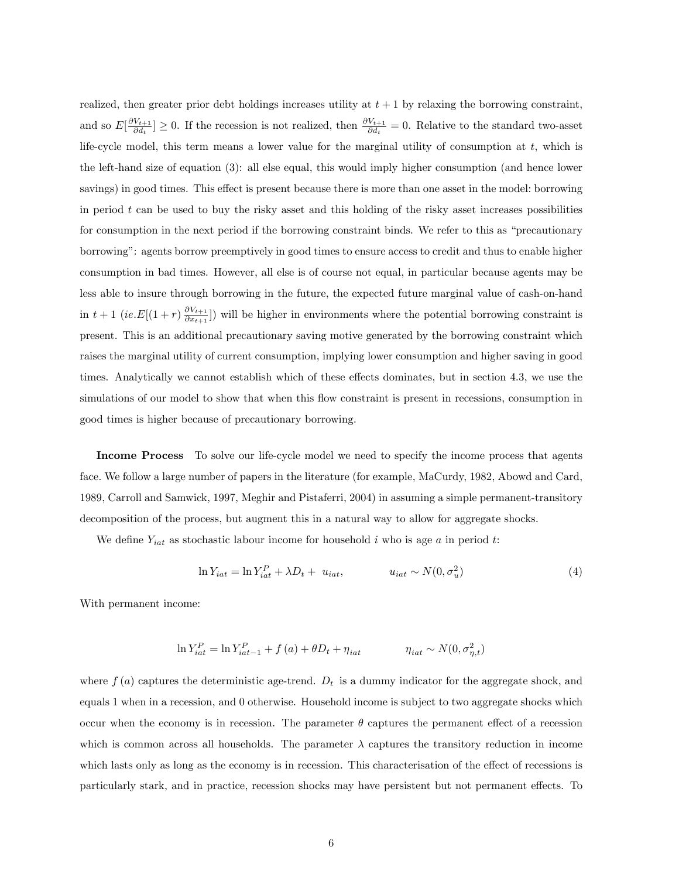realized, then greater prior debt holdings increases utility at $t+1$ by relaxing the borrowing constraint, and so $E[\frac{\partial V_{t+1}}{\partial d_t}] \geq 0$. If the recession is not realized, then $\frac{\partial V_{t+1}}{\partial d_t} = 0$. Relative to the standard two-asset life-cycle model, this term means a lower value for the marginal utility of consumption at $t$, which is the left-hand size of equation (3): all else equal, this would imply higher consumption (and hence lower savings) in good times. This effect is present because there is more than one asset in the model: borrowing in period $t$ can be used to buy the risky asset and this holding of the risky asset increases possibilities for consumption in the next period if the borrowing constraint binds. We refer to this as "precautionary borrowing": agents borrow preemptively in good times to ensure access to credit and thus to enable higher consumption in bad times. However, all else is of course not equal, in particular because agents may be less able to insure through borrowing in the future, the expected future marginal value of cash-on-hand in $t+1$ (*ie.*$E[(1+r)\frac{\partial V_{t+1}}{\partial x_{t+1}}]$) will be higher in environments where the potential borrowing constraint is present. This is an additional precautionary saving motive generated by the borrowing constraint which raises the marginal utility of current consumption, implying lower consumption and higher saving in good times. Analytically we cannot establish which of these effects dominates, but in section 4.3, we use the simulations of our model to show that when this flow constraint is present in recessions, consumption in good times is higher because of precautionary borrowing.

**Income Process** To solve our life-cycle model we need to specify the income process that agents face. We follow a large number of papers in the literature (for example, MaCurdy, 1982, Abowd and Card, 1989, Carroll and Samwick, 1997, Meghir and Pistaferri, 2004) in assuming a simple permanent-transitory decomposition of the process, but augment this in a natural way to allow for aggregate shocks.

We define $Y_{iat}$ as stochastic labour income for household $i$ who is age $a$ in period $t$:

$$\ln Y_{iat} = \ln Y_{iat}^P + \lambda D_t + u_{iat}, \qquad u_{iat} \sim N(0, \sigma_u^2) \tag{4}$$

With permanent income:

$$\ln Y_{iat}^P = \ln Y_{iat-1}^P + f(a) + \theta D_t + \eta_{iat} \qquad \eta_{iat} \sim N(0, \sigma_{\eta,t}^2)$$

where $f(a)$ captures the deterministic age-trend. $D_t$ is a dummy indicator for the aggregate shock, and equals 1 when in a recession, and 0 otherwise. Household income is subject to two aggregate shocks which occur when the economy is in recession. The parameter $\theta$ captures the permanent effect of a recession which is common across all households. The parameter $\lambda$ captures the transitory reduction in income which lasts only as long as the economy is in recession. This characterisation of the effect of recessions is particularly stark, and in practice, recession shocks may have persistent but not permanent effects. To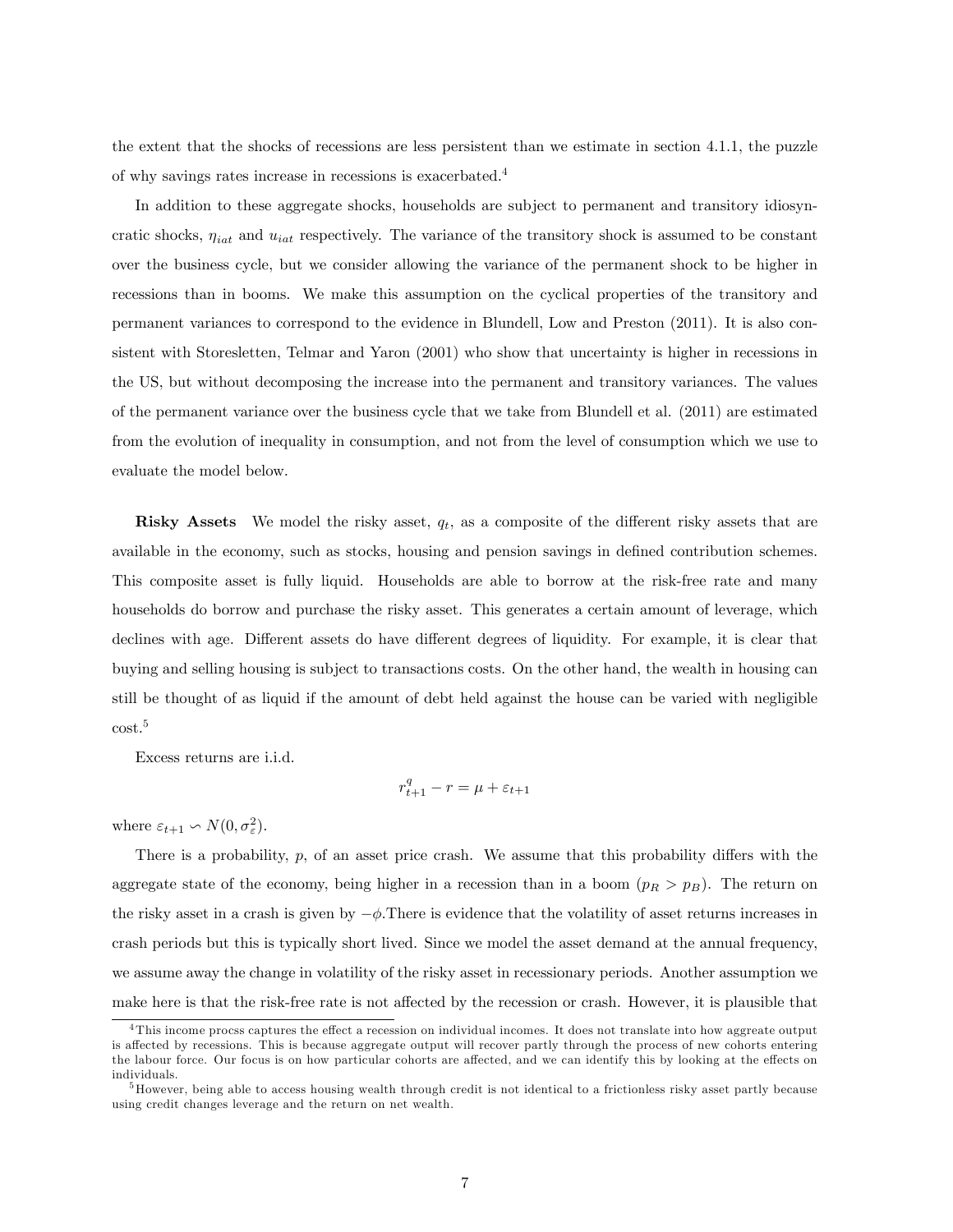the extent that the shocks of recessions are less persistent than we estimate in section 4.1.1, the puzzle of why savings rates increase in recessions is exacerbated.[4]

In addition to these aggregate shocks, households are subject to permanent and transitory idiosyncratic shocks, $\eta_{iat}$ and $u_{iat}$ respectively. The variance of the transitory shock is assumed to be constant over the business cycle, but we consider allowing the variance of the permanent shock to be higher in recessions than in booms. We make this assumption on the cyclical properties of the transitory and permanent variances to correspond to the evidence in Blundell, Low and Preston (2011). It is also consistent with Storesletten, Telmar and Yaron (2001) who show that uncertainty is higher in recessions in the US, but without decomposing the increase into the permanent and transitory variances. The values of the permanent variance over the business cycle that we take from Blundell et al. (2011) are estimated from the evolution of inequality in consumption, and not from the level of consumption which we use to evaluate the model below.

**Risky Assets** We model the risky asset, $q_t$, as a composite of the different risky assets that are available in the economy, such as stocks, housing and pension savings in defined contribution schemes. This composite asset is fully liquid. Households are able to borrow at the risk-free rate and many households do borrow and purchase the risky asset. This generates a certain amount of leverage, which declines with age. Different assets do have different degrees of liquidity. For example, it is clear that buying and selling housing is subject to transactions costs. On the other hand, the wealth in housing can still be thought of as liquid if the amount of debt held against the house can be varied with negligible cost.[5]

Excess returns are i.i.d.

$$r_{t+1}^q - r = \mu + \varepsilon_{t+1}$$

where $\varepsilon_{t+1} \backsim N(0, \sigma_\varepsilon^2)$.

There is a probability, $p$, of an asset price crash. We assume that this probability differs with the aggregate state of the economy, being higher in a recession than in a boom ($p_R > p_B$). The return on the risky asset in a crash is given by $-\phi$.There is evidence that the volatility of asset returns increases in crash periods but this is typically short lived. Since we model the asset demand at the annual frequency, we assume away the change in volatility of the risky asset in recessionary periods. Another assumption we make here is that the risk-free rate is not affected by the recession or crash. However, it is plausible that

[4] This income procss captures the effect a recession on individual incomes. It does not translate into how aggreate output is affected by recessions. This is because aggregate output will recover partly through the process of new cohorts entering the labour force. Our focus is on how particular cohorts are affected, and we can identify this by looking at the effects on individuals.

[5] However, being able to access housing wealth through credit is not identical to a frictionless risky asset partly because using credit changes leverage and the return on net wealth.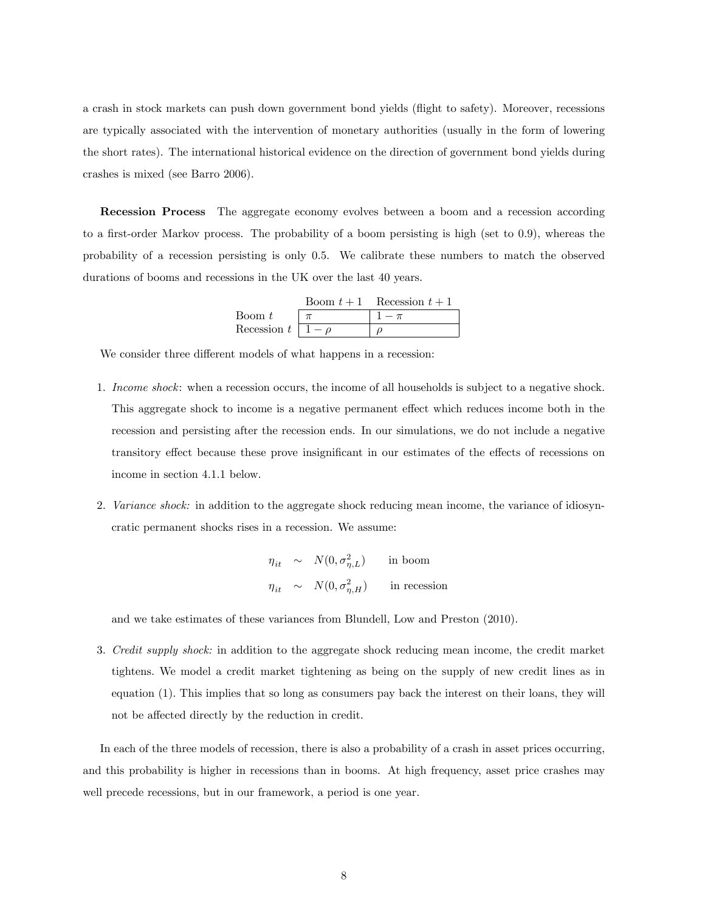a crash in stock markets can push down government bond yields (flight to safety). Moreover, recessions are typically associated with the intervention of monetary authorities (usually in the form of lowering the short rates). The international historical evidence on the direction of government bond yields during crashes is mixed (see Barro 2006).

**Recession Process** The aggregate economy evolves between a boom and a recession according to a first-order Markov process. The probability of a boom persisting is high (set to 0.9), whereas the probability of a recession persisting is only 0.5. We calibrate these numbers to match the observed durations of booms and recessions in the UK over the last 40 years.

| | Boom $t+1$ | Recession $t+1$ |
|---|---|---|
| Boom $t$ | $\pi$ | $1-\pi$ |
| Recession $t$ | $1-\rho$ | $\rho$ |

We consider three different models of what happens in a recession:

1. *Income shock*: when a recession occurs, the income of all households is subject to a negative shock. This aggregate shock to income is a negative permanent effect which reduces income both in the recession and persisting after the recession ends. In our simulations, we do not include a negative transitory effect because these prove insignificant in our estimates of the effects of recessions on income in section 4.1.1 below.

2. *Variance shock:* in addition to the aggregate shock reducing mean income, the variance of idiosyncratic permanent shocks rises in a recession. We assume:

$$
\begin{aligned}
\eta_{it} &\sim N(0, \sigma^2_{\eta,L}) \qquad \text{in boom} \\
\eta_{it} &\sim N(0, \sigma^2_{\eta,H}) \qquad \text{in recession}
\end{aligned}
$$

   and we take estimates of these variances from Blundell, Low and Preston (2010).

3. *Credit supply shock:* in addition to the aggregate shock reducing mean income, the credit market tightens. We model a credit market tightening as being on the supply of new credit lines as in equation (1). This implies that so long as consumers pay back the interest on their loans, they will not be affected directly by the reduction in credit.

In each of the three models of recession, there is also a probability of a crash in asset prices occurring, and this probability is higher in recessions than in booms. At high frequency, asset price crashes may well precede recessions, but in our framework, a period is one year.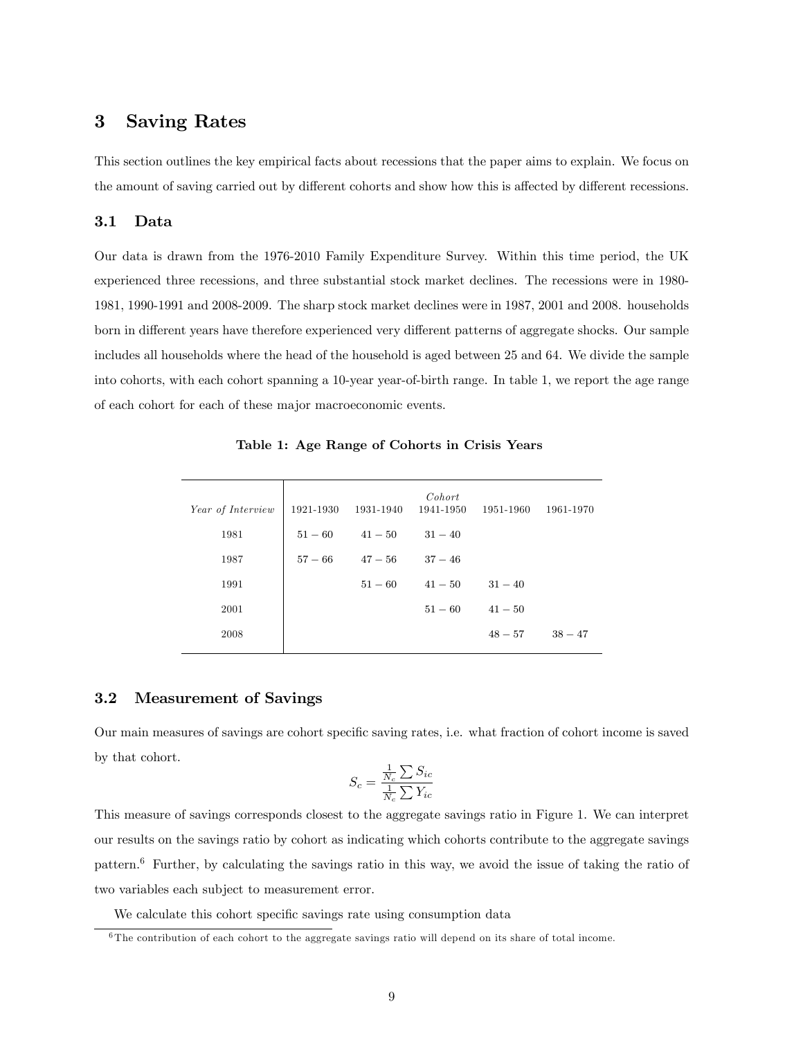## 3 Saving Rates

This section outlines the key empirical facts about recessions that the paper aims to explain. We focus on the amount of saving carried out by different cohorts and show how this is affected by different recessions.

### 3.1 Data

Our data is drawn from the 1976-2010 Family Expenditure Survey. Within this time period, the UK experienced three recessions, and three substantial stock market declines. The recessions were in 1980-1981, 1990-1991 and 2008-2009. The sharp stock market declines were in 1987, 2001 and 2008. households born in different years have therefore experienced very different patterns of aggregate shocks. Our sample includes all households where the head of the household is aged between 25 and 64. We divide the sample into cohorts, with each cohort spanning a 10-year year-of-birth range. In table 1, we report the age range of each cohort for each of these major macroeconomic events.

**Table 1: Age Range of Cohorts in Crisis Years**

| | | | *Cohort* | | |
|---|---|---|---|---|---|
| *Year of Interview* | 1921-1930 | 1931-1940 | 1941-1950 | 1951-1960 | 1961-1970 |
| 1981 | $51-60$ | $41-50$ | $31-40$ | | |
| 1987 | $57-66$ | $47-56$ | $37-46$ | | |
| 1991 | | $51-60$ | $41-50$ | $31-40$ | |
| 2001 | | | $51-60$ | $41-50$ | |
| 2008 | | | | $48-57$ | $38-47$ |

### 3.2 Measurement of Savings

Our main measures of savings are cohort specific saving rates, i.e. what fraction of cohort income is saved by that cohort.

$$S_c = \frac{\frac{1}{N_c}\sum S_{ic}}{\frac{1}{N_c}\sum Y_{ic}}$$

This measure of savings corresponds closest to the aggregate savings ratio in Figure 1. We can interpret our results on the savings ratio by cohort as indicating which cohorts contribute to the aggregate savings pattern.[6] Further, by calculating the savings ratio in this way, we avoid the issue of taking the ratio of two variables each subject to measurement error.

We calculate this cohort specific savings rate using consumption data

[6] The contribution of each cohort to the aggregate savings ratio will depend on its share of total income.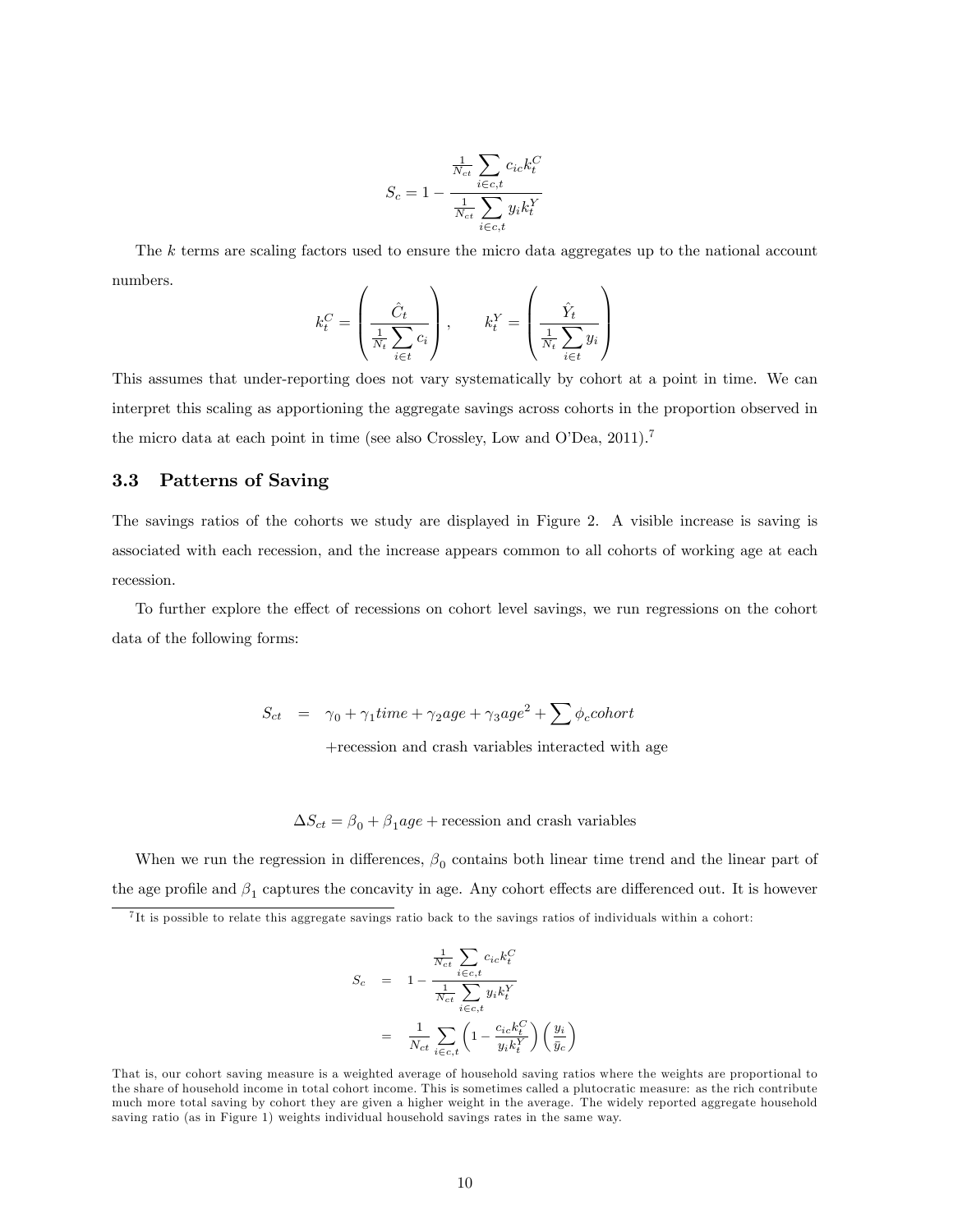$$S_c = 1 - \frac{\frac{1}{N_{ct}} \sum_{i \in c,t} c_{ic} k_t^C}{\frac{1}{N_{ct}} \sum_{i \in c,t} y_i k_t^Y}$$

The $k$ terms are scaling factors used to ensure the micro data aggregates up to the national account numbers.

$$k_t^C = \left( \frac{\hat{C}_t}{\frac{1}{N_t} \sum_{i \in t} c_i} \right), \qquad k_t^Y = \left( \frac{\hat{Y}_t}{\frac{1}{N_t} \sum_{i \in t} y_i} \right)$$

This assumes that under-reporting does not vary systematically by cohort at a point in time. We can interpret this scaling as apportioning the aggregate savings across cohorts in the proportion observed in the micro data at each point in time (see also Crossley, Low and O'Dea, 2011).[7]

### 3.3 Patterns of Saving

The savings ratios of the cohorts we study are displayed in Figure 2. A visible increase is saving is associated with each recession, and the increase appears common to all cohorts of working age at each recession.

To further explore the effect of recessions on cohort level savings, we run regressions on the cohort data of the following forms:

$$\begin{aligned} S_{ct} &= \gamma_0 + \gamma_1 time + \gamma_2 age + \gamma_3 age^2 + \sum \phi_c cohort \\ &\quad + \text{recession and crash variables interacted with age} \end{aligned}$$

$$\Delta S_{ct} = \beta_0 + \beta_1 age + \text{recession and crash variables}$$

When we run the regression in differences, $\beta_0$ contains both linear time trend and the linear part of the age profile and $\beta_1$ captures the concavity in age. Any cohort effects are differenced out. It is however

[7] It is possible to relate this aggregate savings ratio back to the savings ratios of individuals within a cohort:

$$\begin{aligned} S_c &= 1 - \frac{\frac{1}{N_{ct}} \sum_{i \in c,t} c_{ic} k_t^C}{\frac{1}{N_{ct}} \sum_{i \in c,t} y_i k_t^Y} \\ &= \frac{1}{N_{ct}} \sum_{i \in c,t} \left( 1 - \frac{c_{ic} k_t^C}{y_i k_t^Y} \right) \left( \frac{y_i}{\bar{y}_c} \right) \end{aligned}$$

That is, our cohort saving measure is a weighted average of household saving ratios where the weights are proportional to the share of household income in total cohort income. This is sometimes called a plutocratic measure: as the rich contribute much more total saving by cohort they are given a higher weight in the average. The widely reported aggregate household saving ratio (as in Figure 1) weights individual household savings rates in the same way.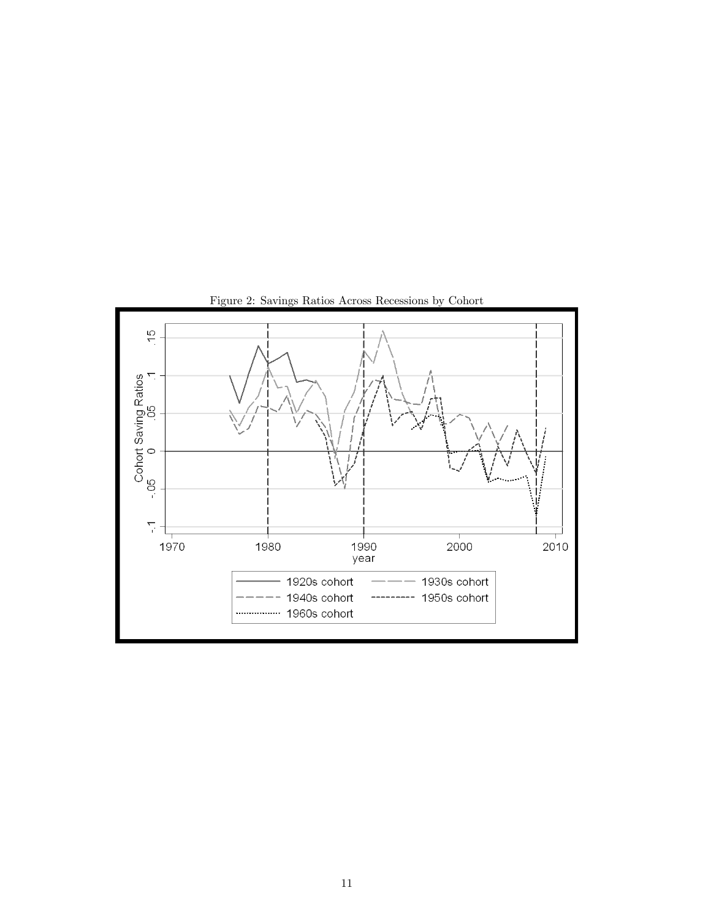Figure 2: Savings Ratios Across Recessions by Cohort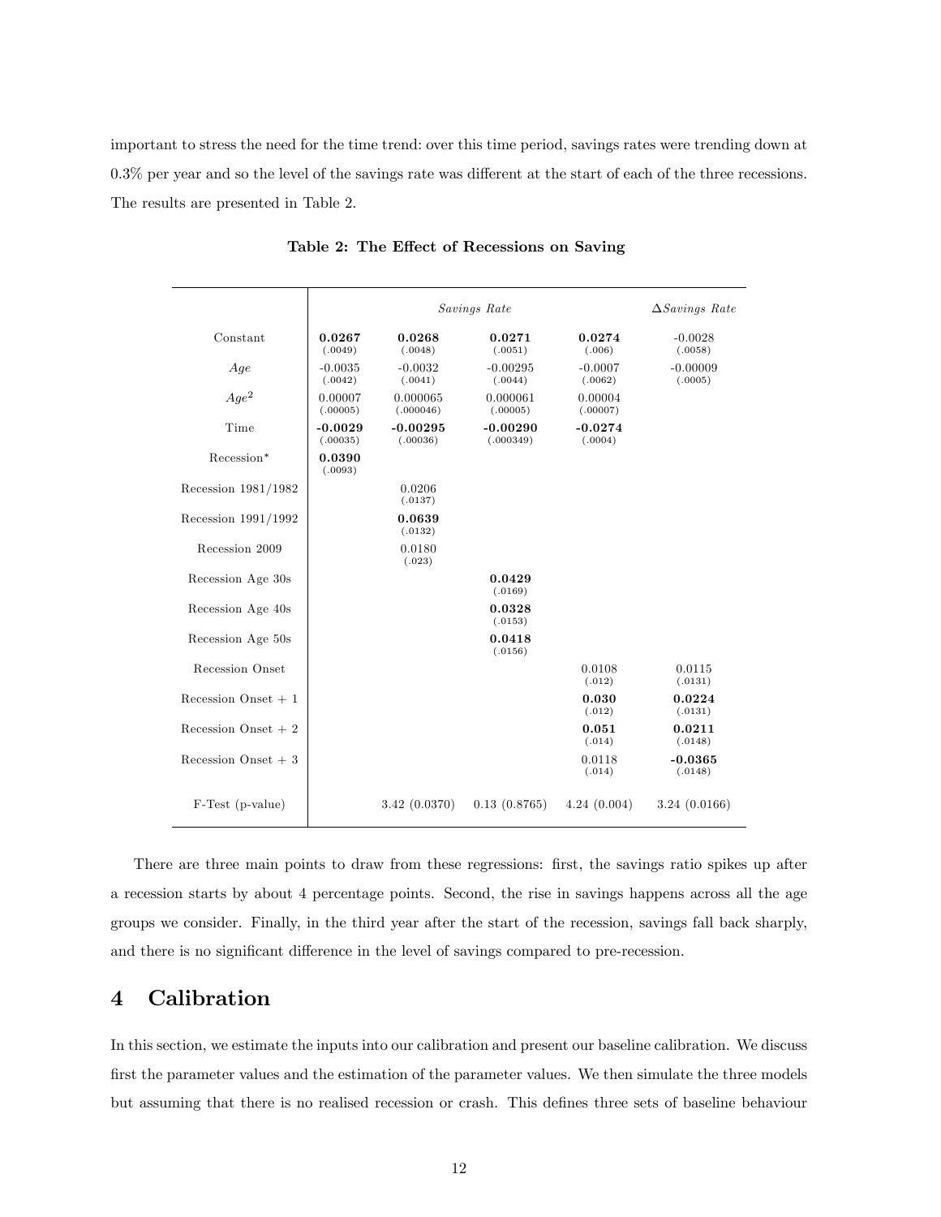important to stress the need for the time trend: over this time period, savings rates were trending down at 0.3% per year and so the level of the savings rate was different at the start of each of the three recessions. The results are presented in Table 2.

**Table 2: The Effect of Recessions on Saving**

| | *Savings Rate* | | | | *ΔSavings Rate* |
|---|---|---|---|---|---|
| Constant | **0.0267** (.0049) | **0.0268** (.0048) | **0.0271** (.0051) | **0.0274** (.006) | -0.0028 (.0058) |
| *Age* | -0.0035 (.0042) | -0.0032 (.0041) | -0.00295 (.0044) | -0.0007 (.0062) | -0.00009 (.0005) |
| $Age^2$ | 0.00007 (.00005) | 0.000065 (.000046) | 0.000061 (.00005) | 0.00004 (.00007) | |
| Time | **-0.0029** (.00035) | **-0.00295** (.00036) | **-0.00290** (.000349) | **-0.0274** (.0004) | |
| Recession* | **0.0390** (.0093) | | | | |
| Recession 1981/1982 | | 0.0206 (.0137) | | | |
| Recession 1991/1992 | | **0.0639** (.0132) | | | |
| Recession 2009 | | 0.0180 (.023) | | | |
| Recession Age 30s | | | **0.0429** (.0169) | | |
| Recession Age 40s | | | **0.0328** (.0153) | | |
| Recession Age 50s | | | **0.0418** (.0156) | | |
| Recession Onset | | | | 0.0108 (.012) | 0.0115 (.0131) |
| Recession Onset + 1 | | | | **0.030** (.012) | **0.0224** (.0131) |
| Recession Onset + 2 | | | | **0.051** (.014) | **0.0211** (.0148) |
| Recession Onset + 3 | | | | 0.0118 (.014) | **-0.0365** (.0148) |
| F-Test (p-value) | | 3.42 (0.0370) | 0.13 (0.8765) | 4.24 (0.004) | 3.24 (0.0166) |

There are three main points to draw from these regressions: first, the savings ratio spikes up after a recession starts by about 4 percentage points. Second, the rise in savings happens across all the age groups we consider. Finally, in the third year after the start of the recession, savings fall back sharply, and there is no significant difference in the level of savings compared to pre-recession.

## 4 Calibration

In this section, we estimate the inputs into our calibration and present our baseline calibration. We discuss first the parameter values and the estimation of the parameter values. We then simulate the three models but assuming that there is no realised recession or crash. This defines three sets of baseline behaviour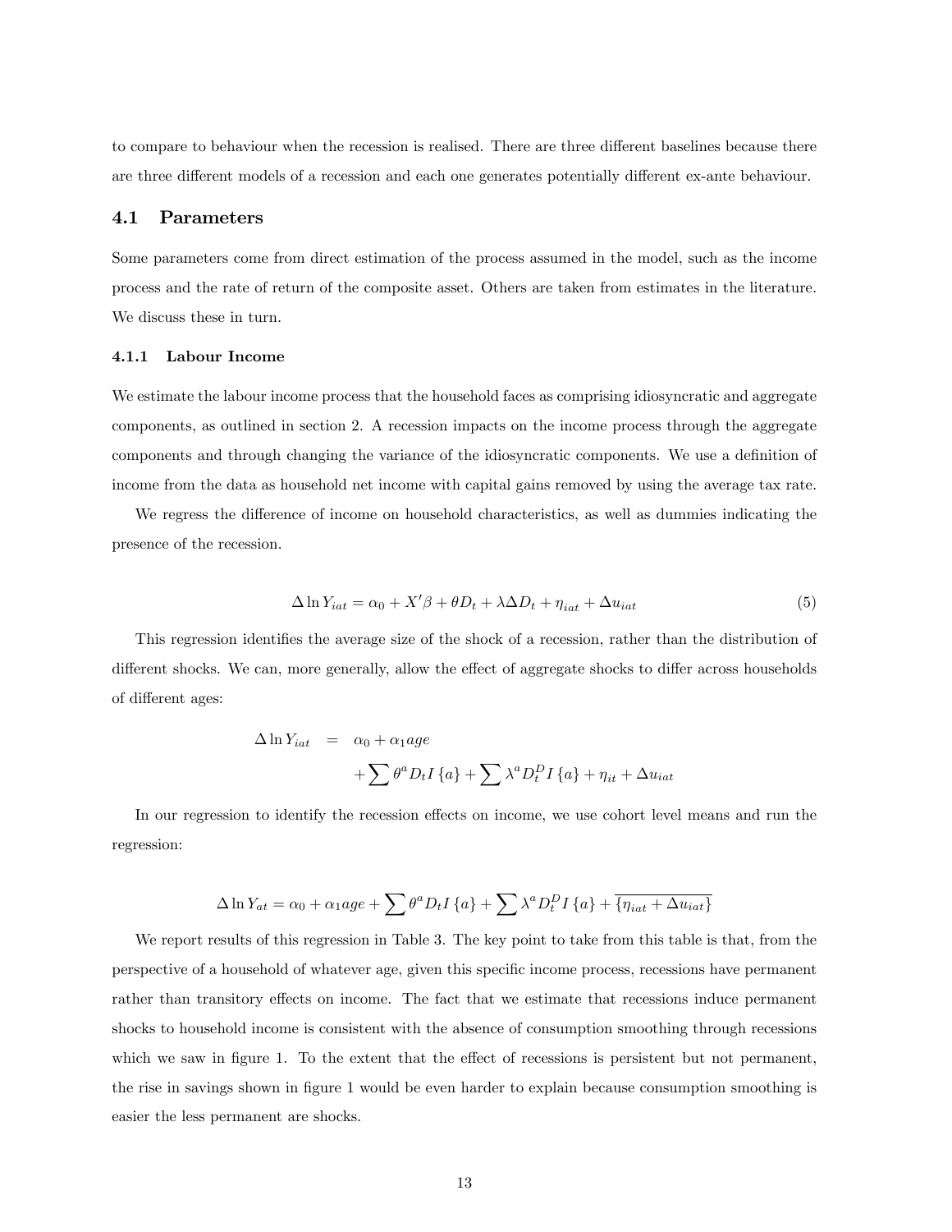to compare to behaviour when the recession is realised. There are three different baselines because there are three different models of a recession and each one generates potentially different ex-ante behaviour.

## 4.1 Parameters

Some parameters come from direct estimation of the process assumed in the model, such as the income process and the rate of return of the composite asset. Others are taken from estimates in the literature. We discuss these in turn.

### 4.1.1 Labour Income

We estimate the labour income process that the household faces as comprising idiosyncratic and aggregate components, as outlined in section 2. A recession impacts on the income process through the aggregate components and through changing the variance of the idiosyncratic components. We use a definition of income from the data as household net income with capital gains removed by using the average tax rate.

We regress the difference of income on household characteristics, as well as dummies indicating the presence of the recession.

$$\Delta \ln Y_{iat} = \alpha_0 + X'\beta + \theta D_t + \lambda \Delta D_t + \eta_{iat} + \Delta u_{iat} \tag{5}$$

This regression identifies the average size of the shock of a recession, rather than the distribution of different shocks. We can, more generally, allow the effect of aggregate shocks to differ across households of different ages:

$$\begin{aligned}
\Delta \ln Y_{iat} &= \alpha_0 + \alpha_1 age \\
&\quad + \sum \theta^a D_t I\{a\} + \sum \lambda^a D_t^D I\{a\} + \eta_{it} + \Delta u_{iat}
\end{aligned}$$

In our regression to identify the recession effects on income, we use cohort level means and run the regression:

$$\Delta \ln Y_{at} = \alpha_0 + \alpha_1 age + \sum \theta^a D_t I\{a\} + \sum \lambda^a D_t^D I\{a\} + \overline{\{\eta_{iat} + \Delta u_{iat}\}}$$

We report results of this regression in Table 3. The key point to take from this table is that, from the perspective of a household of whatever age, given this specific income process, recessions have permanent rather than transitory effects on income. The fact that we estimate that recessions induce permanent shocks to household income is consistent with the absence of consumption smoothing through recessions which we saw in figure 1. To the extent that the effect of recessions is persistent but not permanent, the rise in savings shown in figure 1 would be even harder to explain because consumption smoothing is easier the less permanent are shocks.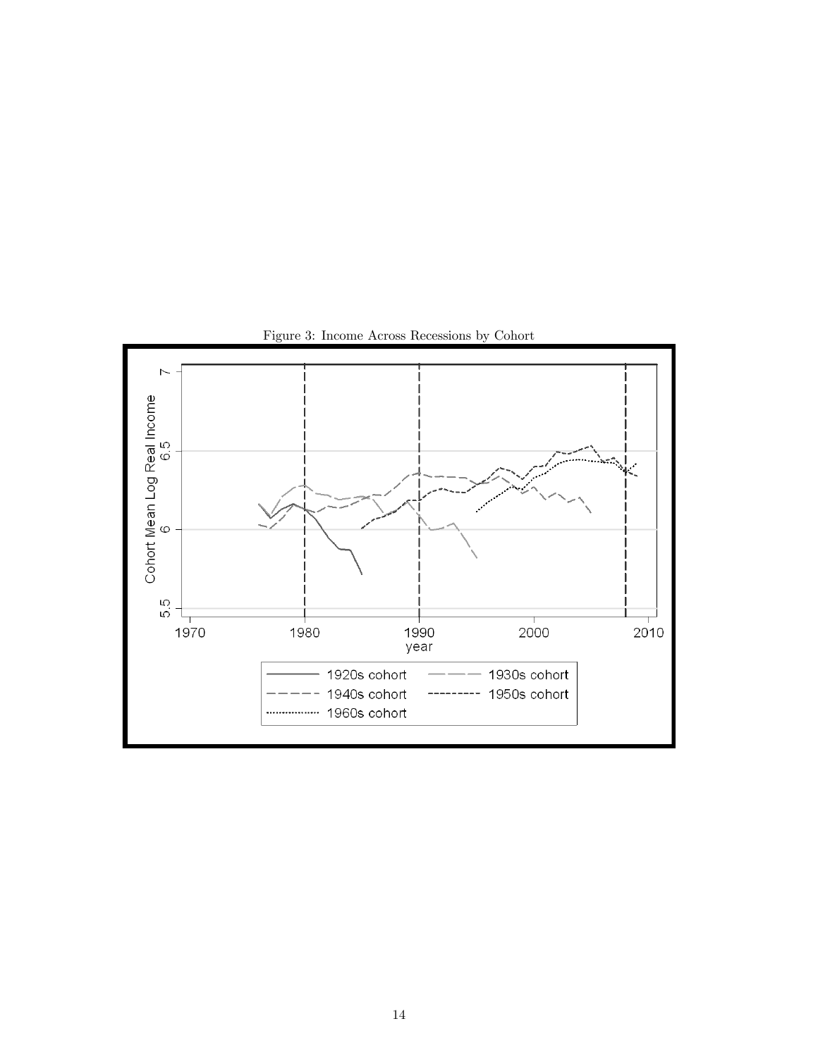Figure 3: Income Across Recessions by Cohort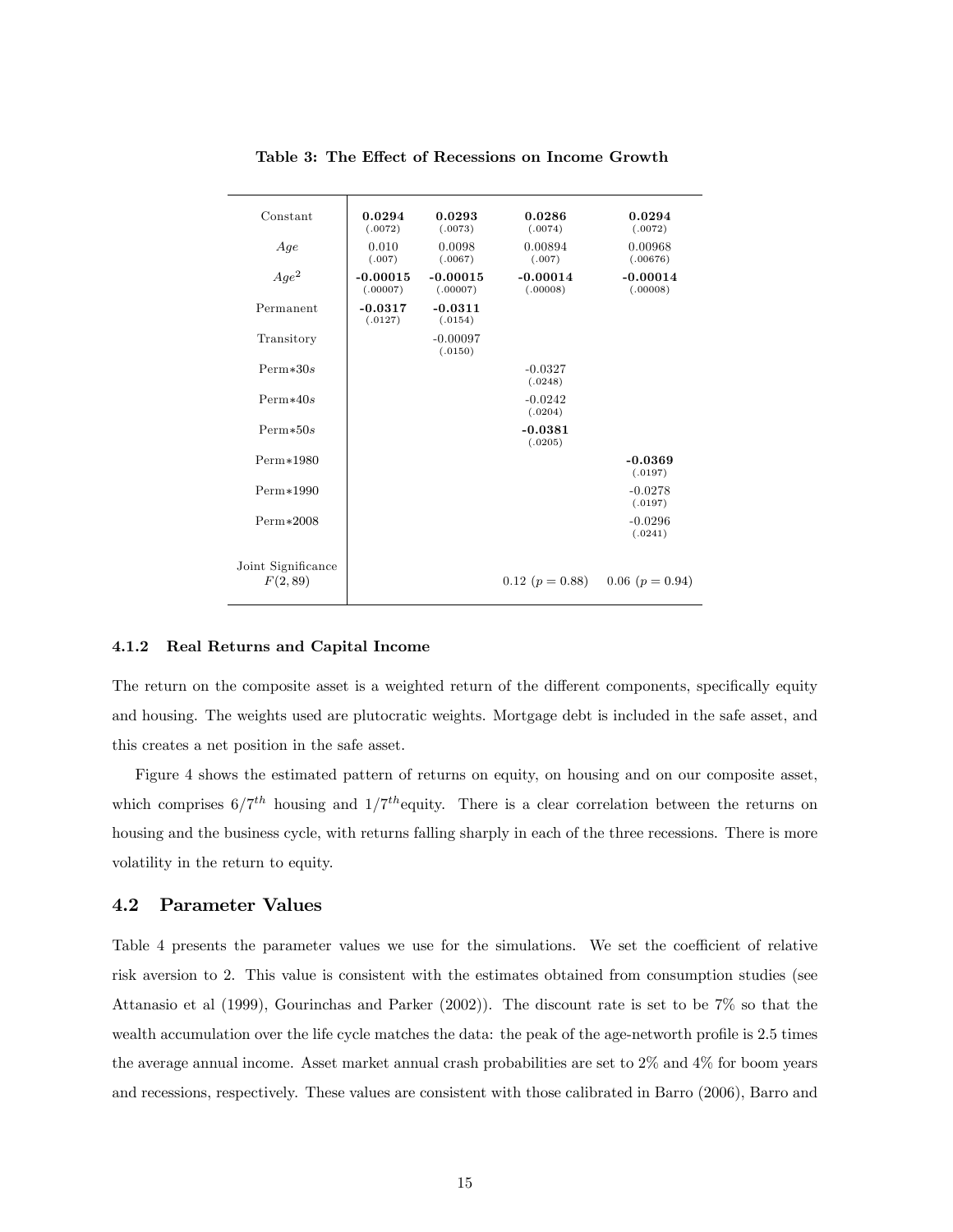**Table 3: The Effect of Recessions on Income Growth**

| | (1) | (2) | (3) | (4) |
|---|---|---|---|---|
| Constant | **0.0294** (.0072) | **0.0293** (.0073) | **0.0286** (.0074) | **0.0294** (.0072) |
| *Age* | 0.010 (.007) | 0.0098 (.0067) | 0.00894 (.007) | 0.00968 (.00676) |
| $Age^2$ | **-0.00015** (.00007) | **-0.00015** (.00007) | **-0.00014** (.00008) | **-0.00014** (.00008) |
| Permanent | **-0.0317** (.0127) | **-0.0311** (.0154) | | |
| Transitory | | -0.00097 (.0150) | | |
| Perm\*30$s$ | | | -0.0327 (.0248) | |
| Perm\*40$s$ | | | -0.0242 (.0204) | |
| Perm\*50$s$ | | | **-0.0381** (.0205) | |
| Perm\*1980 | | | | **-0.0369** (.0197) |
| Perm\*1990 | | | | -0.0278 (.0197) |
| Perm\*2008 | | | | -0.0296 (.0241) |
| Joint Significance $F(2, 89)$ | | | 0.12 ($p = 0.88$) | 0.06 ($p = 0.94$) |

#### 4.1.2 Real Returns and Capital Income

The return on the composite asset is a weighted return of the different components, specifically equity and housing. The weights used are plutocratic weights. Mortgage debt is included in the safe asset, and this creates a net position in the safe asset.

Figure 4 shows the estimated pattern of returns on equity, on housing and on our composite asset, which comprises $6/7^{th}$ housing and $1/7^{th}$equity. There is a clear correlation between the returns on housing and the business cycle, with returns falling sharply in each of the three recessions. There is more volatility in the return to equity.

### 4.2 Parameter Values

Table 4 presents the parameter values we use for the simulations. We set the coefficient of relative risk aversion to 2. This value is consistent with the estimates obtained from consumption studies (see Attanasio et al (1999), Gourinchas and Parker (2002)). The discount rate is set to be 7% so that the wealth accumulation over the life cycle matches the data: the peak of the age-networth profile is 2.5 times the average annual income. Asset market annual crash probabilities are set to 2% and 4% for boom years and recessions, respectively. These values are consistent with those calibrated in Barro (2006), Barro and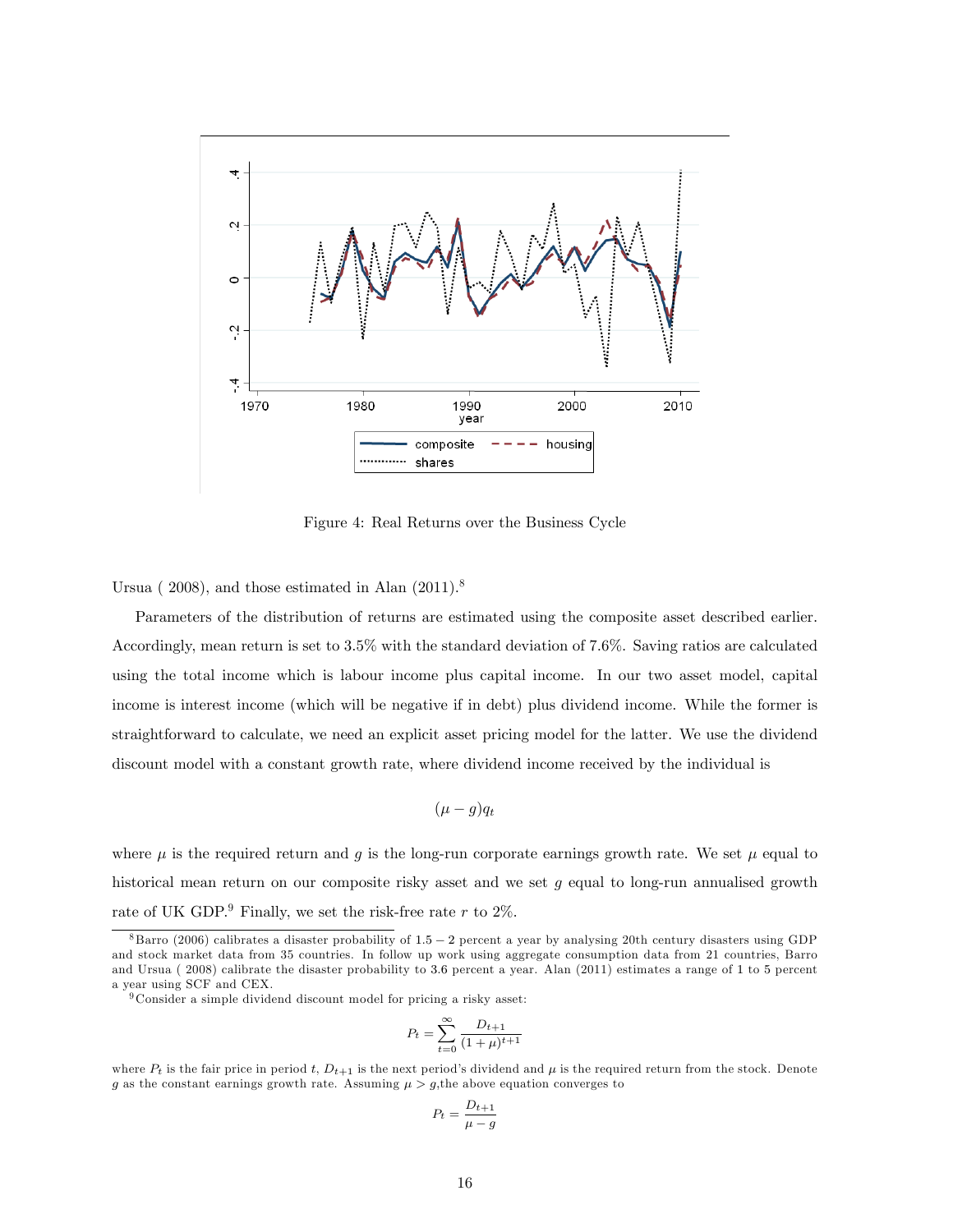Figure 4: Real Returns over the Business Cycle

Ursua ( 2008), and those estimated in Alan (2011).[8]

Parameters of the distribution of returns are estimated using the composite asset described earlier. Accordingly, mean return is set to 3.5% with the standard deviation of 7.6%. Saving ratios are calculated using the total income which is labour income plus capital income. In our two asset model, capital income is interest income (which will be negative if in debt) plus dividend income. While the former is straightforward to calculate, we need an explicit asset pricing model for the latter. We use the dividend discount model with a constant growth rate, where dividend income received by the individual is

$$(\mu - g)q_t$$

where $\mu$ is the required return and $g$ is the long-run corporate earnings growth rate. We set $\mu$ equal to historical mean return on our composite risky asset and we set $g$ equal to long-run annualised growth rate of UK GDP.[9] Finally, we set the risk-free rate $r$ to 2%.

[8] Barro (2006) calibrates a disaster probability of $1.5 - 2$ percent a year by analysing 20th century disasters using GDP and stock market data from 35 countries. In follow up work using aggregate consumption data from 21 countries, Barro and Ursua ( 2008) calibrate the disaster probability to 3.6 percent a year. Alan (2011) estimates a range of 1 to 5 percent a year using SCF and CEX.

[9] Consider a simple dividend discount model for pricing a risky asset:

$$P_t = \sum_{t=0}^{\infty} \frac{D_{t+1}}{(1+\mu)^{t+1}}$$

where $P_t$ is the fair price in period $t$, $D_{t+1}$ is the next period's dividend and $\mu$ is the required return from the stock. Denote $g$ as the constant earnings growth rate. Assuming $\mu > g$,the above equation converges to

$$P_t = \frac{D_{t+1}}{\mu - g}$$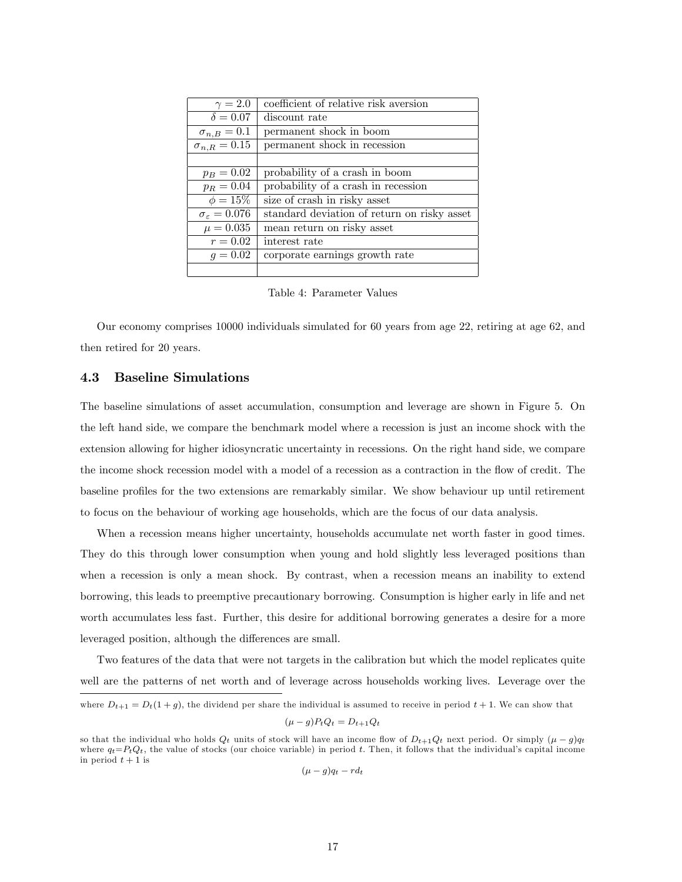| | |
|---|---|
| $\gamma = 2.0$ | coefficient of relative risk aversion |
| $\delta = 0.07$ | discount rate |
| $\sigma_{n,B} = 0.1$ | permanent shock in boom |
| $\sigma_{n,R} = 0.15$ | permanent shock in recession |
| | |
| $p_B = 0.02$ | probability of a crash in boom |
| $p_R = 0.04$ | probability of a crash in recession |
| $\phi = 15\%$ | size of crash in risky asset |
| $\sigma_\varepsilon = 0.076$ | standard deviation of return on risky asset |
| $\mu = 0.035$ | mean return on risky asset |
| $r = 0.02$ | interest rate |
| $g = 0.02$ | corporate earnings growth rate |
| | |

Table 4: Parameter Values

Our economy comprises 10000 individuals simulated for 60 years from age 22, retiring at age 62, and then retired for 20 years.

### 4.3 Baseline Simulations

The baseline simulations of asset accumulation, consumption and leverage are shown in Figure 5. On the left hand side, we compare the benchmark model where a recession is just an income shock with the extension allowing for higher idiosyncratic uncertainty in recessions. On the right hand side, we compare the income shock recession model with a model of a recession as a contraction in the flow of credit. The baseline profiles for the two extensions are remarkably similar. We show behaviour up until retirement to focus on the behaviour of working age households, which are the focus of our data analysis.

When a recession means higher uncertainty, households accumulate net worth faster in good times. They do this through lower consumption when young and hold slightly less leveraged positions than when a recession is only a mean shock. By contrast, when a recession means an inability to extend borrowing, this leads to preemptive precautionary borrowing. Consumption is higher early in life and net worth accumulates less fast. Further, this desire for additional borrowing generates a desire for a more leveraged position, although the differences are small.

Two features of the data that were not targets in the calibration but which the model replicates quite well are the patterns of net worth and of leverage across households working lives. Leverage over the

---

where $D_{t+1} = D_t(1+g)$, the dividend per share the individual is assumed to receive in period $t+1$. We can show that

$$(\mu - g)P_t Q_t = D_{t+1} Q_t$$

so that the individual who holds $Q_t$ units of stock will have an income flow of $D_{t+1}Q_t$ next period. Or simply $(\mu - g)q_t$ where $q_t$=$P_t Q_t$, the value of stocks (our choice variable) in period $t$. Then, it follows that the individual's capital income in period $t+1$ is

$$(\mu - g)q_t - rd_t$$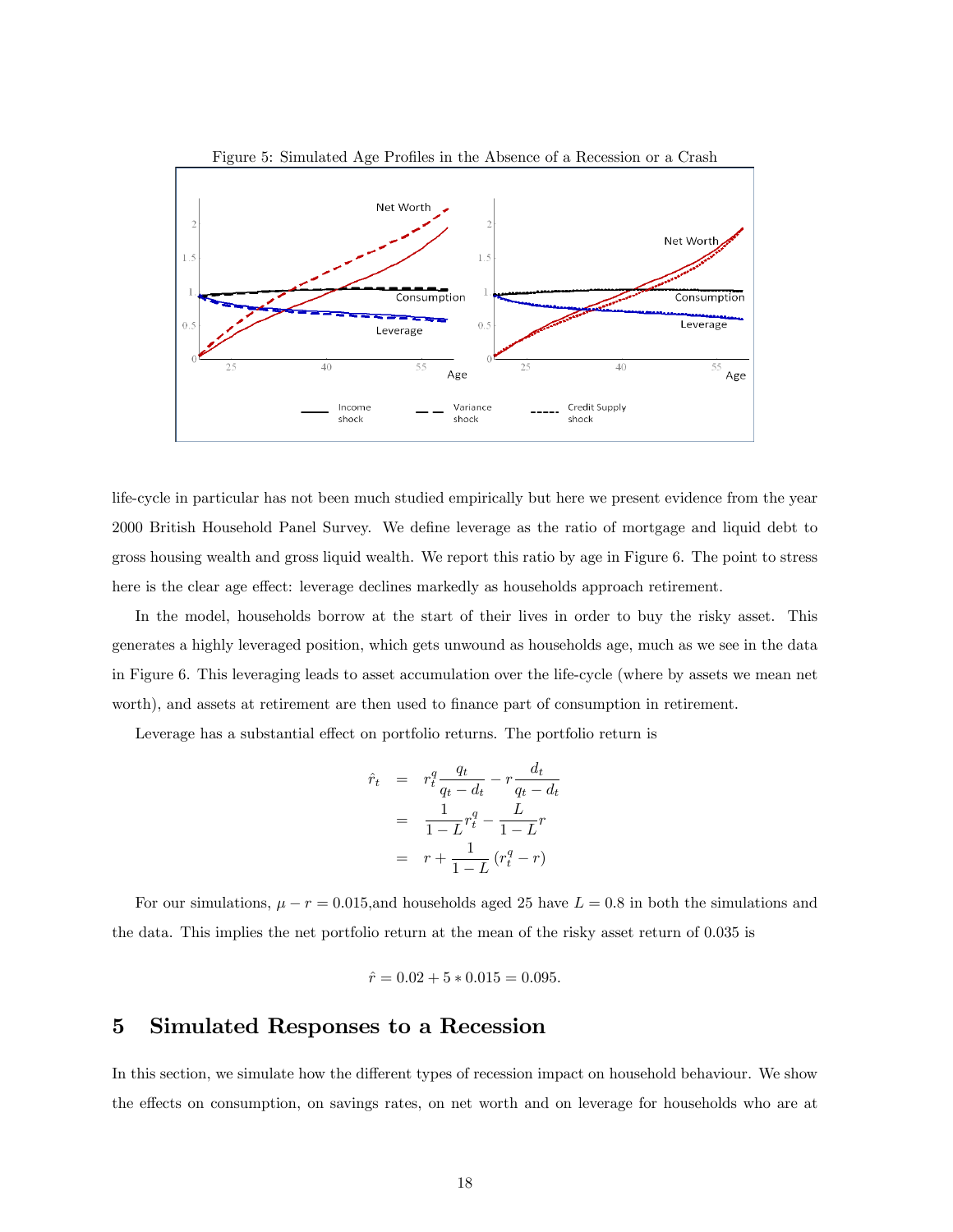Figure 5: Simulated Age Profiles in the Absence of a Recession or a Crash

life-cycle in particular has not been much studied empirically but here we present evidence from the year 2000 British Household Panel Survey. We define leverage as the ratio of mortgage and liquid debt to gross housing wealth and gross liquid wealth. We report this ratio by age in Figure 6. The point to stress here is the clear age effect: leverage declines markedly as households approach retirement.

In the model, households borrow at the start of their lives in order to buy the risky asset. This generates a highly leveraged position, which gets unwound as households age, much as we see in the data in Figure 6. This leveraging leads to asset accumulation over the life-cycle (where by assets we mean net worth), and assets at retirement are then used to finance part of consumption in retirement.

Leverage has a substantial effect on portfolio returns. The portfolio return is

$$
\begin{aligned}
\hat{r}_t &= r_t^q \frac{q_t}{q_t - d_t} - r \frac{d_t}{q_t - d_t} \\
&= \frac{1}{1-L} r_t^q - \frac{L}{1-L} r \\
&= r + \frac{1}{1-L} \left( r_t^q - r \right)
\end{aligned}
$$

For our simulations, $\mu - r = 0.015$,and households aged 25 have $L = 0.8$ in both the simulations and the data. This implies the net portfolio return at the mean of the risky asset return of 0.035 is

$$
\hat{r} = 0.02 + 5 * 0.015 = 0.095.
$$

# 5 Simulated Responses to a Recession

In this section, we simulate how the different types of recession impact on household behaviour. We show the effects on consumption, on savings rates, on net worth and on leverage for households who are at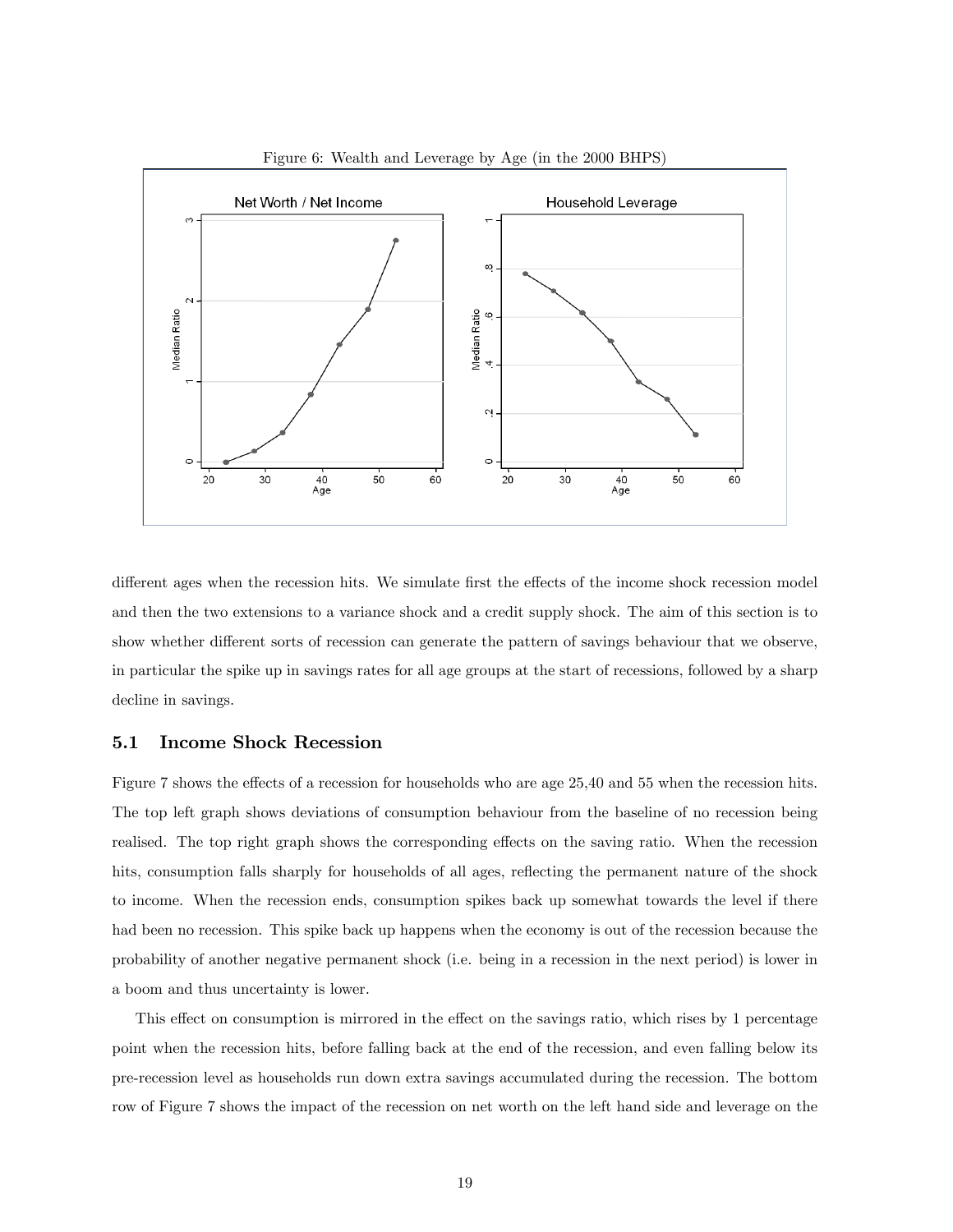Figure 6: Wealth and Leverage by Age (in the 2000 BHPS)

different ages when the recession hits. We simulate first the effects of the income shock recession model and then the two extensions to a variance shock and a credit supply shock. The aim of this section is to show whether different sorts of recession can generate the pattern of savings behaviour that we observe, in particular the spike up in savings rates for all age groups at the start of recessions, followed by a sharp decline in savings.

## 5.1 Income Shock Recession

Figure 7 shows the effects of a recession for households who are age 25,40 and 55 when the recession hits. The top left graph shows deviations of consumption behaviour from the baseline of no recession being realised. The top right graph shows the corresponding effects on the saving ratio. When the recession hits, consumption falls sharply for households of all ages, reflecting the permanent nature of the shock to income. When the recession ends, consumption spikes back up somewhat towards the level if there had been no recession. This spike back up happens when the economy is out of the recession because the probability of another negative permanent shock (i.e. being in a recession in the next period) is lower in a boom and thus uncertainty is lower.

This effect on consumption is mirrored in the effect on the savings ratio, which rises by 1 percentage point when the recession hits, before falling back at the end of the recession, and even falling below its pre-recession level as households run down extra savings accumulated during the recession. The bottom row of Figure 7 shows the impact of the recession on net worth on the left hand side and leverage on the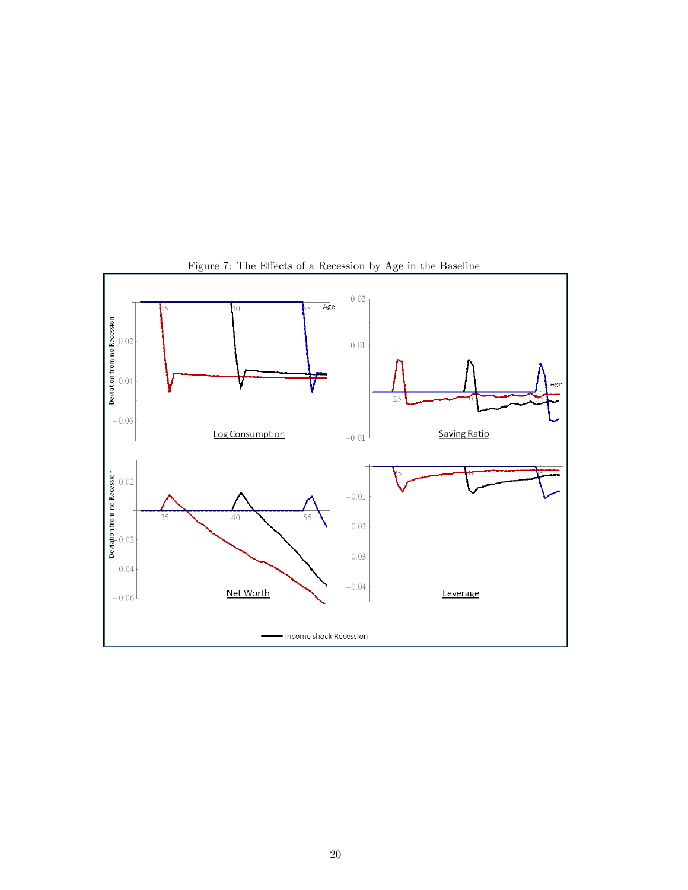Figure 7: The Effects of a Recession by Age in the Baseline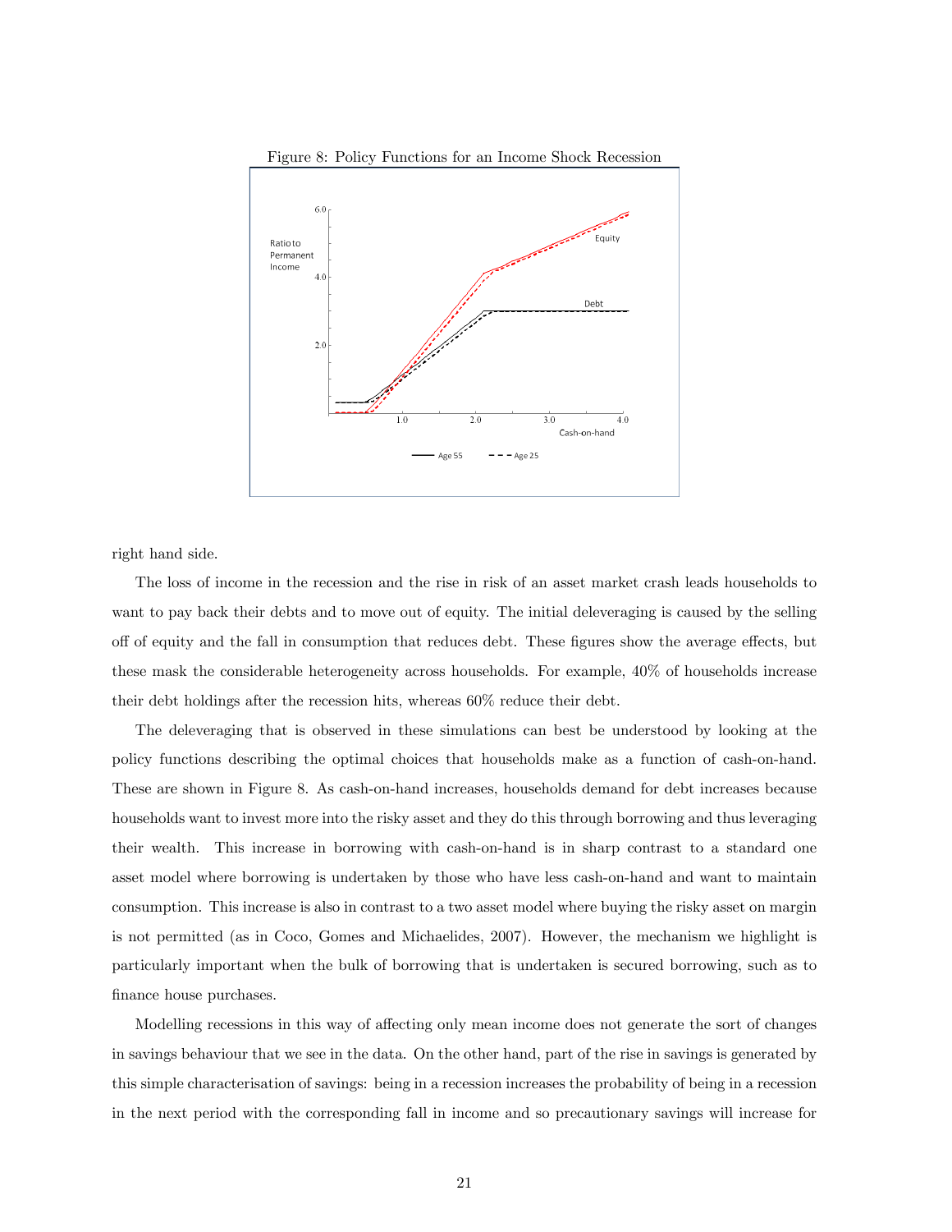Figure 8: Policy Functions for an Income Shock Recession

right hand side.

The loss of income in the recession and the rise in risk of an asset market crash leads households to want to pay back their debts and to move out of equity. The initial deleveraging is caused by the selling off of equity and the fall in consumption that reduces debt. These figures show the average effects, but these mask the considerable heterogeneity across households. For example, 40% of households increase their debt holdings after the recession hits, whereas 60% reduce their debt.

The deleveraging that is observed in these simulations can best be understood by looking at the policy functions describing the optimal choices that households make as a function of cash-on-hand. These are shown in Figure 8. As cash-on-hand increases, households demand for debt increases because households want to invest more into the risky asset and they do this through borrowing and thus leveraging their wealth. This increase in borrowing with cash-on-hand is in sharp contrast to a standard one asset model where borrowing is undertaken by those who have less cash-on-hand and want to maintain consumption. This increase is also in contrast to a two asset model where buying the risky asset on margin is not permitted (as in Coco, Gomes and Michaelides, 2007). However, the mechanism we highlight is particularly important when the bulk of borrowing that is undertaken is secured borrowing, such as to finance house purchases.

Modelling recessions in this way of affecting only mean income does not generate the sort of changes in savings behaviour that we see in the data. On the other hand, part of the rise in savings is generated by this simple characterisation of savings: being in a recession increases the probability of being in a recession in the next period with the corresponding fall in income and so precautionary savings will increase for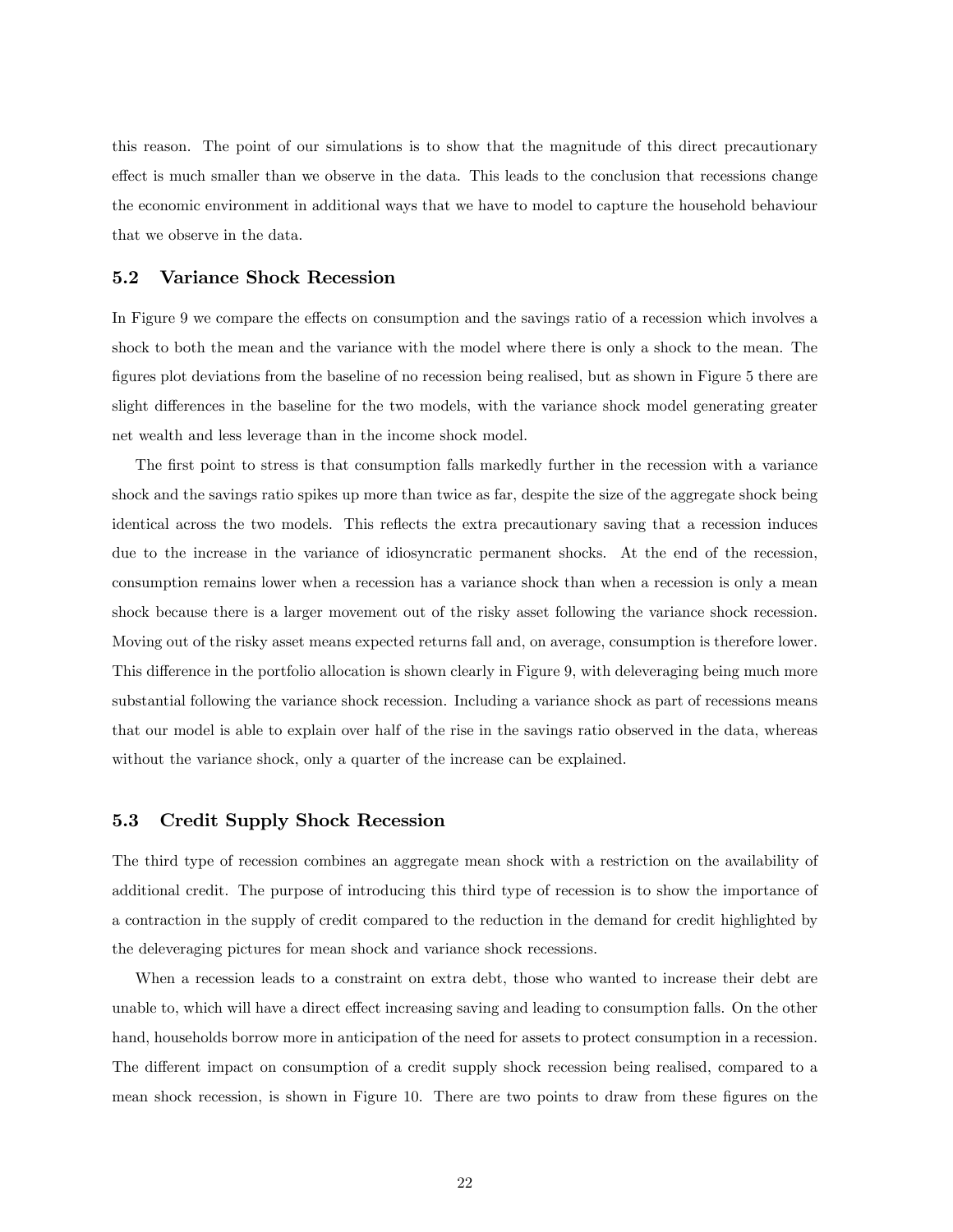this reason. The point of our simulations is to show that the magnitude of this direct precautionary effect is much smaller than we observe in the data. This leads to the conclusion that recessions change the economic environment in additional ways that we have to model to capture the household behaviour that we observe in the data.

### 5.2 Variance Shock Recession

In Figure 9 we compare the effects on consumption and the savings ratio of a recession which involves a shock to both the mean and the variance with the model where there is only a shock to the mean. The figures plot deviations from the baseline of no recession being realised, but as shown in Figure 5 there are slight differences in the baseline for the two models, with the variance shock model generating greater net wealth and less leverage than in the income shock model.

The first point to stress is that consumption falls markedly further in the recession with a variance shock and the savings ratio spikes up more than twice as far, despite the size of the aggregate shock being identical across the two models. This reflects the extra precautionary saving that a recession induces due to the increase in the variance of idiosyncratic permanent shocks. At the end of the recession, consumption remains lower when a recession has a variance shock than when a recession is only a mean shock because there is a larger movement out of the risky asset following the variance shock recession. Moving out of the risky asset means expected returns fall and, on average, consumption is therefore lower. This difference in the portfolio allocation is shown clearly in Figure 9, with deleveraging being much more substantial following the variance shock recession. Including a variance shock as part of recessions means that our model is able to explain over half of the rise in the savings ratio observed in the data, whereas without the variance shock, only a quarter of the increase can be explained.

### 5.3 Credit Supply Shock Recession

The third type of recession combines an aggregate mean shock with a restriction on the availability of additional credit. The purpose of introducing this third type of recession is to show the importance of a contraction in the supply of credit compared to the reduction in the demand for credit highlighted by the deleveraging pictures for mean shock and variance shock recessions.

When a recession leads to a constraint on extra debt, those who wanted to increase their debt are unable to, which will have a direct effect increasing saving and leading to consumption falls. On the other hand, households borrow more in anticipation of the need for assets to protect consumption in a recession. The different impact on consumption of a credit supply shock recession being realised, compared to a mean shock recession, is shown in Figure 10. There are two points to draw from these figures on the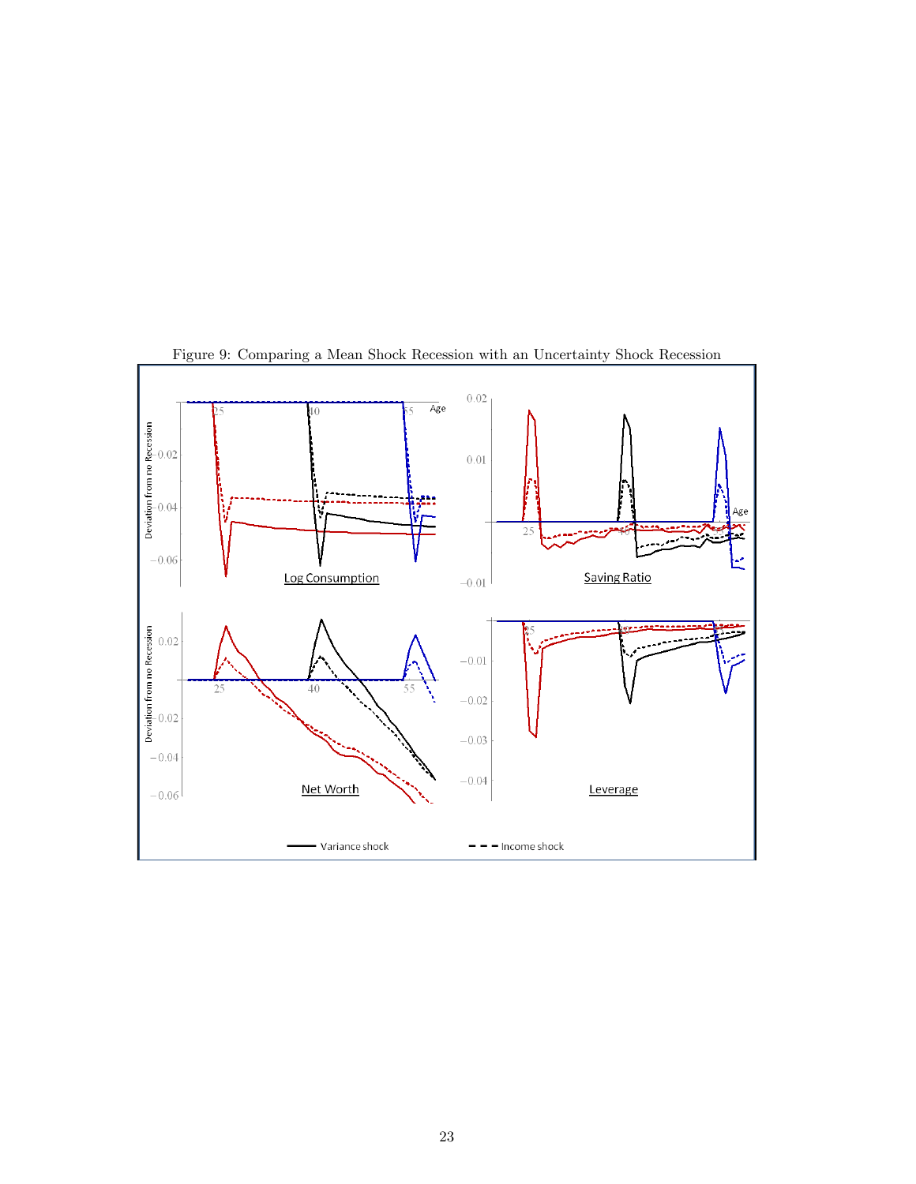Figure 9: Comparing a Mean Shock Recession with an Uncertainty Shock Recession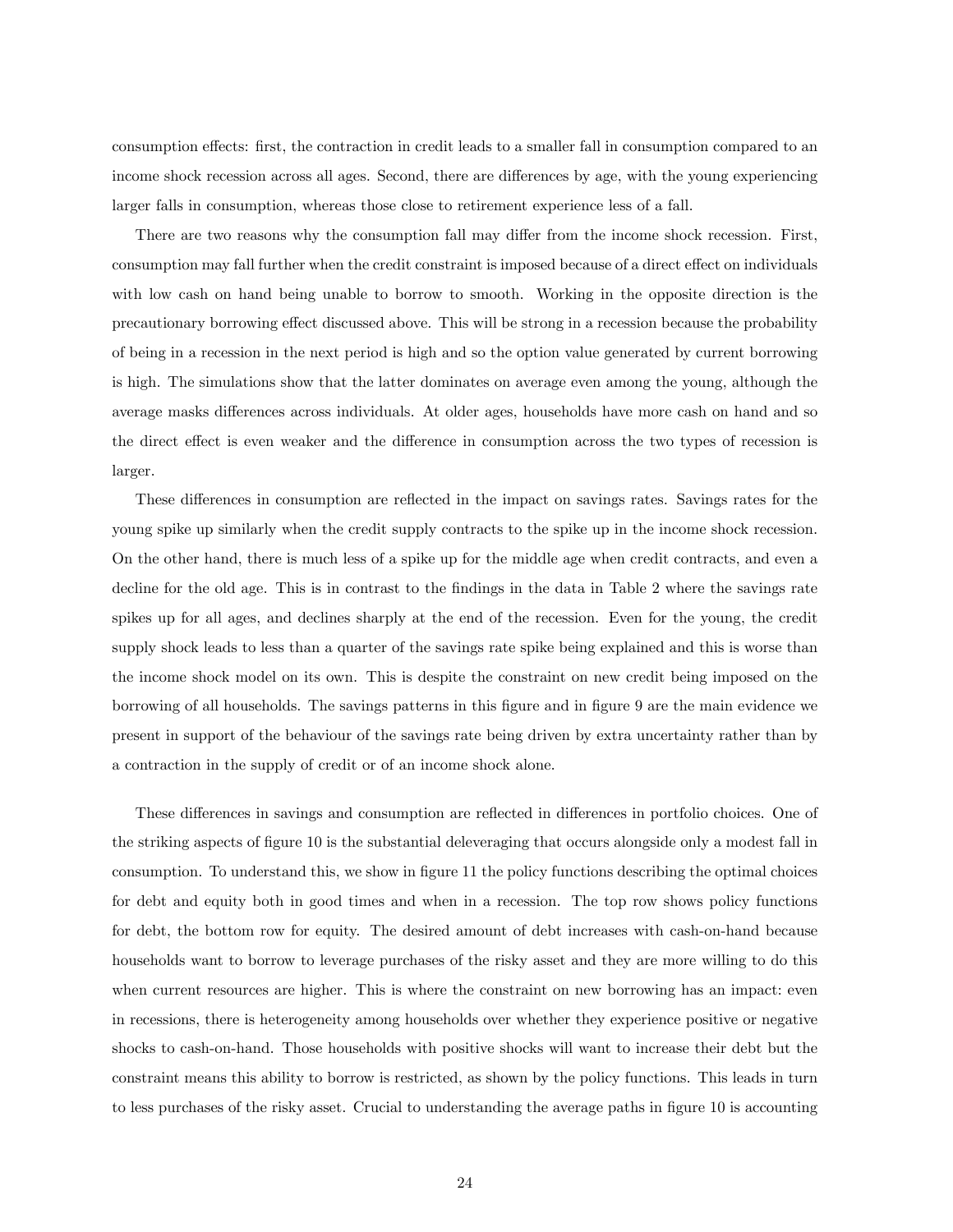consumption effects: first, the contraction in credit leads to a smaller fall in consumption compared to an income shock recession across all ages. Second, there are differences by age, with the young experiencing larger falls in consumption, whereas those close to retirement experience less of a fall.

There are two reasons why the consumption fall may differ from the income shock recession. First, consumption may fall further when the credit constraint is imposed because of a direct effect on individuals with low cash on hand being unable to borrow to smooth. Working in the opposite direction is the precautionary borrowing effect discussed above. This will be strong in a recession because the probability of being in a recession in the next period is high and so the option value generated by current borrowing is high. The simulations show that the latter dominates on average even among the young, although the average masks differences across individuals. At older ages, households have more cash on hand and so the direct effect is even weaker and the difference in consumption across the two types of recession is larger.

These differences in consumption are reflected in the impact on savings rates. Savings rates for the young spike up similarly when the credit supply contracts to the spike up in the income shock recession. On the other hand, there is much less of a spike up for the middle age when credit contracts, and even a decline for the old age. This is in contrast to the findings in the data in Table 2 where the savings rate spikes up for all ages, and declines sharply at the end of the recession. Even for the young, the credit supply shock leads to less than a quarter of the savings rate spike being explained and this is worse than the income shock model on its own. This is despite the constraint on new credit being imposed on the borrowing of all households. The savings patterns in this figure and in figure 9 are the main evidence we present in support of the behaviour of the savings rate being driven by extra uncertainty rather than by a contraction in the supply of credit or of an income shock alone.

These differences in savings and consumption are reflected in differences in portfolio choices. One of the striking aspects of figure 10 is the substantial deleveraging that occurs alongside only a modest fall in consumption. To understand this, we show in figure 11 the policy functions describing the optimal choices for debt and equity both in good times and when in a recession. The top row shows policy functions for debt, the bottom row for equity. The desired amount of debt increases with cash-on-hand because households want to borrow to leverage purchases of the risky asset and they are more willing to do this when current resources are higher. This is where the constraint on new borrowing has an impact: even in recessions, there is heterogeneity among households over whether they experience positive or negative shocks to cash-on-hand. Those households with positive shocks will want to increase their debt but the constraint means this ability to borrow is restricted, as shown by the policy functions. This leads in turn to less purchases of the risky asset. Crucial to understanding the average paths in figure 10 is accounting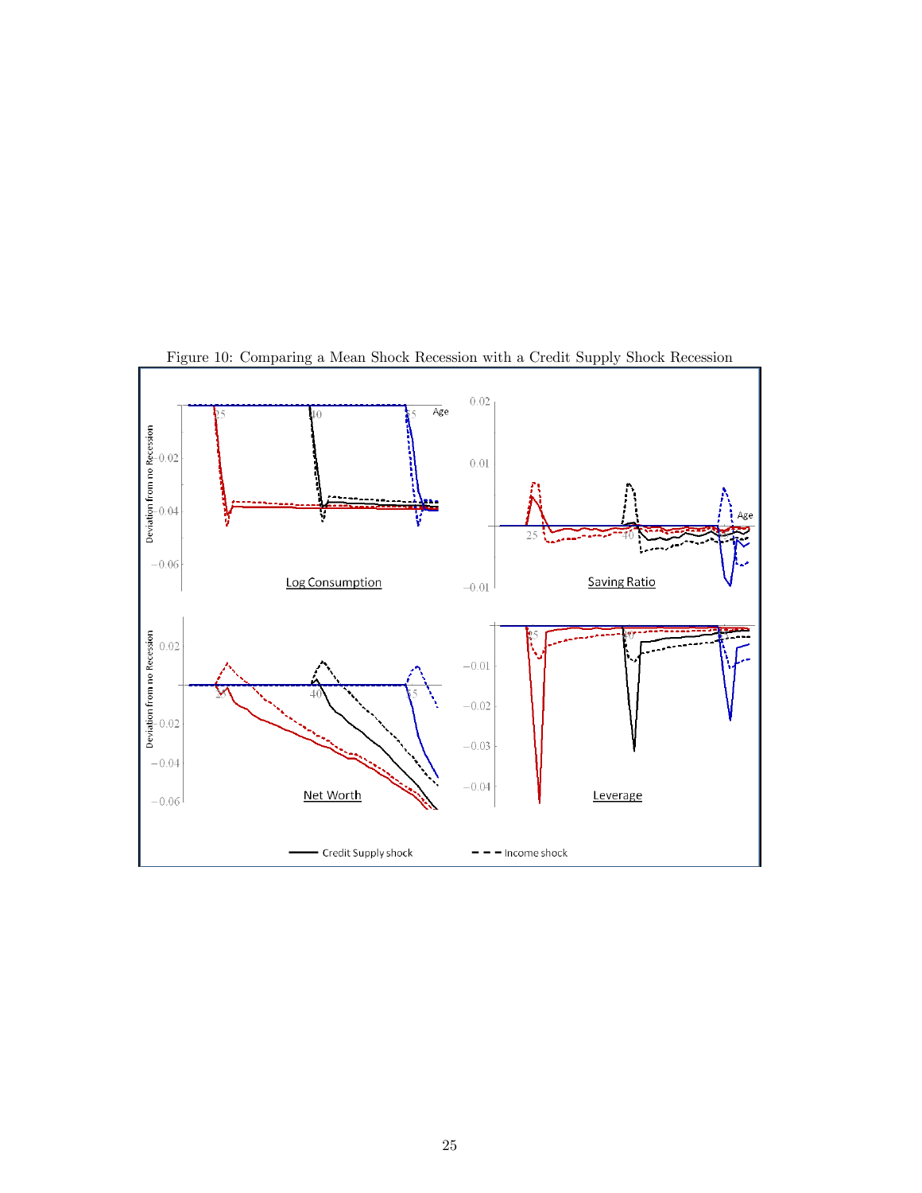Figure 10: Comparing a Mean Shock Recession with a Credit Supply Shock Recession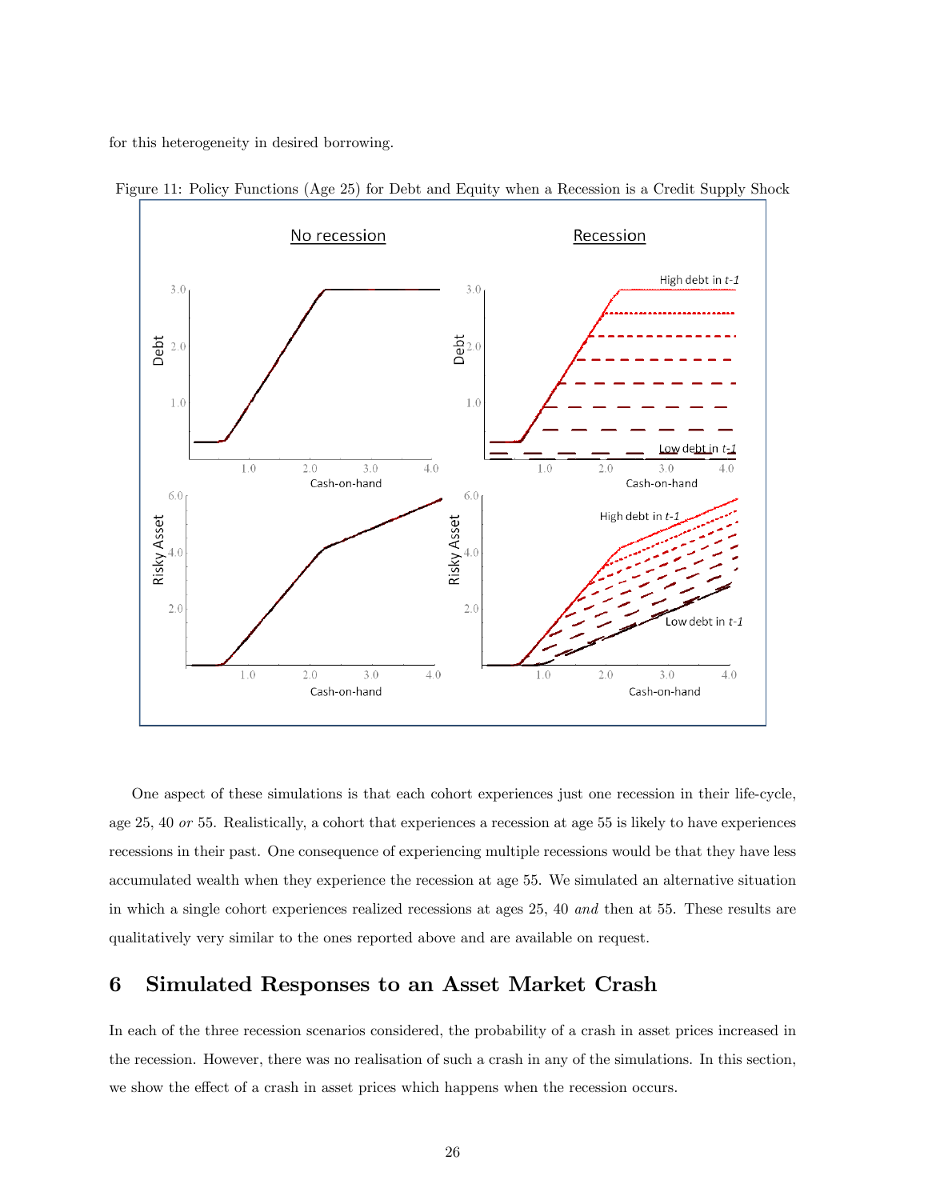for this heterogeneity in desired borrowing.

Figure 11: Policy Functions (Age 25) for Debt and Equity when a Recession is a Credit Supply Shock

One aspect of these simulations is that each cohort experiences just one recession in their life-cycle, age 25, 40 *or* 55. Realistically, a cohort that experiences a recession at age 55 is likely to have experiences recessions in their past. One consequence of experiencing multiple recessions would be that they have less accumulated wealth when they experience the recession at age 55. We simulated an alternative situation in which a single cohort experiences realized recessions at ages 25, 40 *and* then at 55. These results are qualitatively very similar to the ones reported above and are available on request.

# 6 Simulated Responses to an Asset Market Crash

In each of the three recession scenarios considered, the probability of a crash in asset prices increased in the recession. However, there was no realisation of such a crash in any of the simulations. In this section, we show the effect of a crash in asset prices which happens when the recession occurs.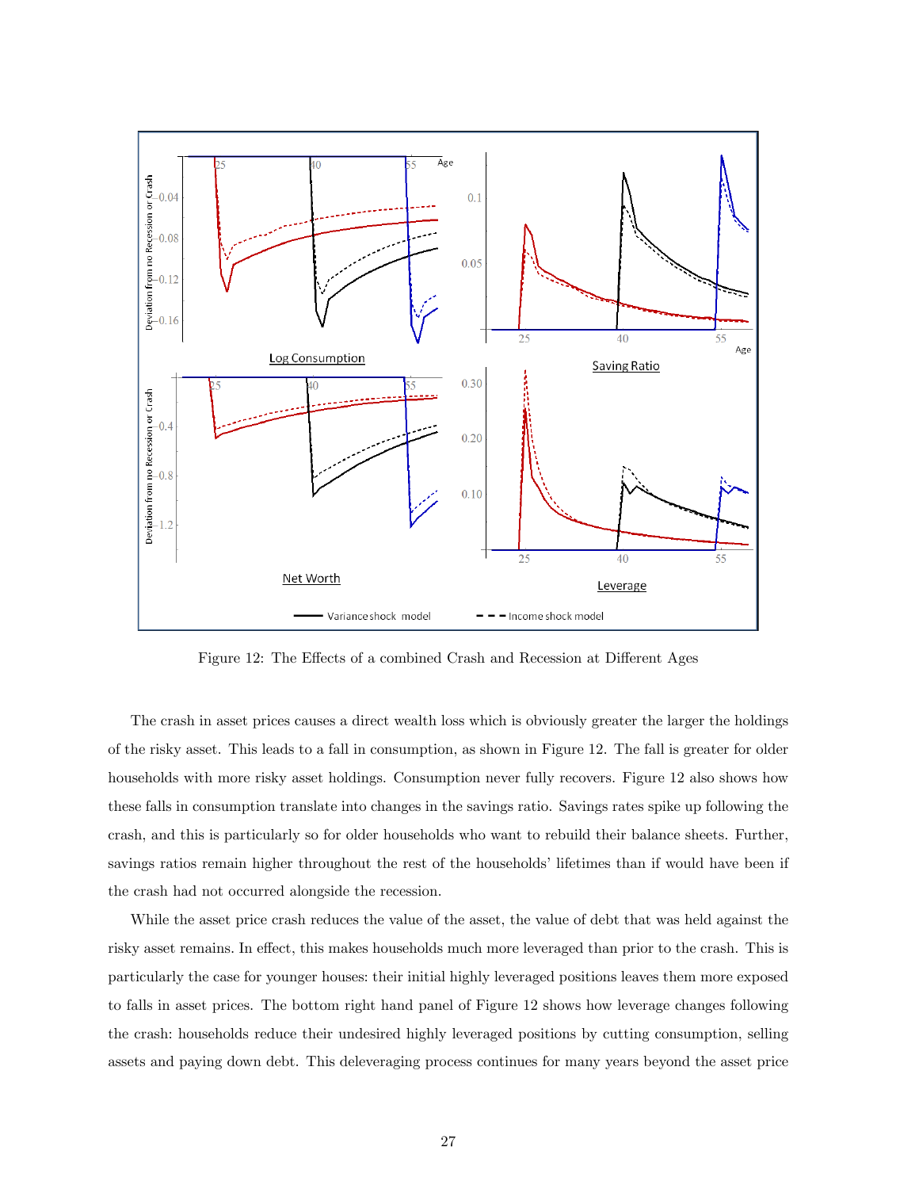Figure 12: The Effects of a combined Crash and Recession at Different Ages

The crash in asset prices causes a direct wealth loss which is obviously greater the larger the holdings of the risky asset. This leads to a fall in consumption, as shown in Figure 12. The fall is greater for older households with more risky asset holdings. Consumption never fully recovers. Figure 12 also shows how these falls in consumption translate into changes in the savings ratio. Savings rates spike up following the crash, and this is particularly so for older households who want to rebuild their balance sheets. Further, savings ratios remain higher throughout the rest of the households' lifetimes than if would have been if the crash had not occurred alongside the recession.

While the asset price crash reduces the value of the asset, the value of debt that was held against the risky asset remains. In effect, this makes households much more leveraged than prior to the crash. This is particularly the case for younger houses: their initial highly leveraged positions leaves them more exposed to falls in asset prices. The bottom right hand panel of Figure 12 shows how leverage changes following the crash: households reduce their undesired highly leveraged positions by cutting consumption, selling assets and paying down debt. This deleveraging process continues for many years beyond the asset price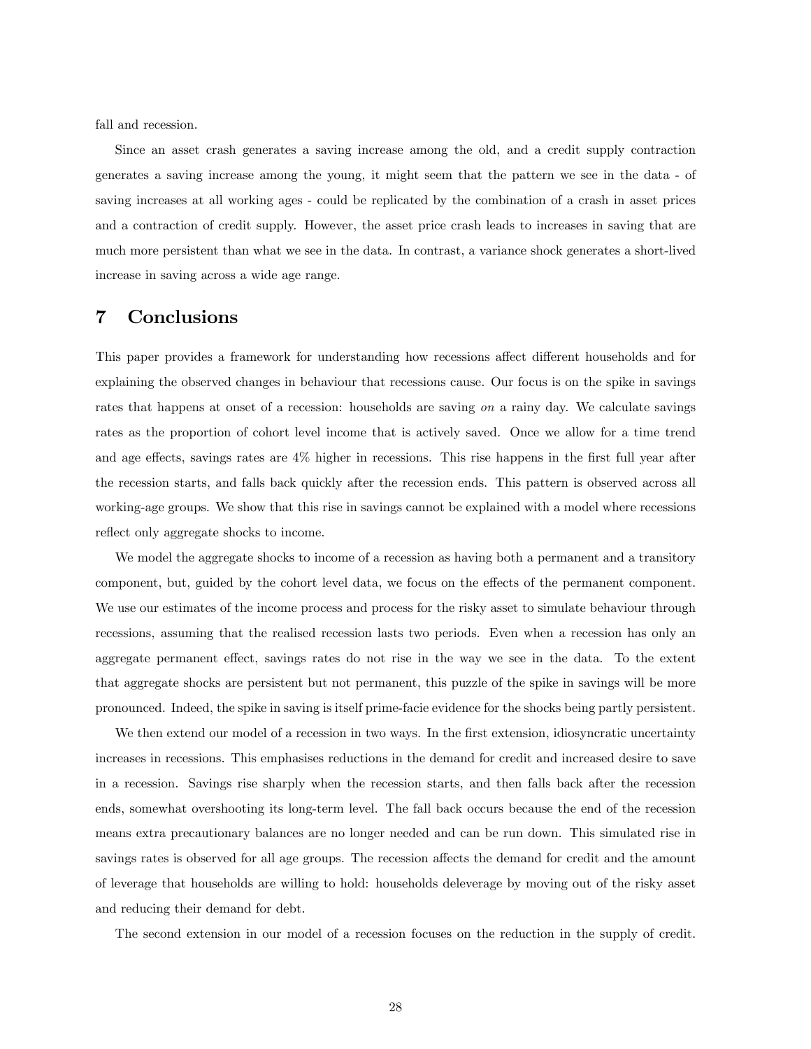fall and recession.

Since an asset crash generates a saving increase among the old, and a credit supply contraction generates a saving increase among the young, it might seem that the pattern we see in the data - of saving increases at all working ages - could be replicated by the combination of a crash in asset prices and a contraction of credit supply. However, the asset price crash leads to increases in saving that are much more persistent than what we see in the data. In contrast, a variance shock generates a short-lived increase in saving across a wide age range.

# 7 Conclusions

This paper provides a framework for understanding how recessions affect different households and for explaining the observed changes in behaviour that recessions cause. Our focus is on the spike in savings rates that happens at onset of a recession: households are saving *on* a rainy day. We calculate savings rates as the proportion of cohort level income that is actively saved. Once we allow for a time trend and age effects, savings rates are 4% higher in recessions. This rise happens in the first full year after the recession starts, and falls back quickly after the recession ends. This pattern is observed across all working-age groups. We show that this rise in savings cannot be explained with a model where recessions reflect only aggregate shocks to income.

We model the aggregate shocks to income of a recession as having both a permanent and a transitory component, but, guided by the cohort level data, we focus on the effects of the permanent component. We use our estimates of the income process and process for the risky asset to simulate behaviour through recessions, assuming that the realised recession lasts two periods. Even when a recession has only an aggregate permanent effect, savings rates do not rise in the way we see in the data. To the extent that aggregate shocks are persistent but not permanent, this puzzle of the spike in savings will be more pronounced. Indeed, the spike in saving is itself prime-facie evidence for the shocks being partly persistent.

We then extend our model of a recession in two ways. In the first extension, idiosyncratic uncertainty increases in recessions. This emphasises reductions in the demand for credit and increased desire to save in a recession. Savings rise sharply when the recession starts, and then falls back after the recession ends, somewhat overshooting its long-term level. The fall back occurs because the end of the recession means extra precautionary balances are no longer needed and can be run down. This simulated rise in savings rates is observed for all age groups. The recession affects the demand for credit and the amount of leverage that households are willing to hold: households deleverage by moving out of the risky asset and reducing their demand for debt.

The second extension in our model of a recession focuses on the reduction in the supply of credit.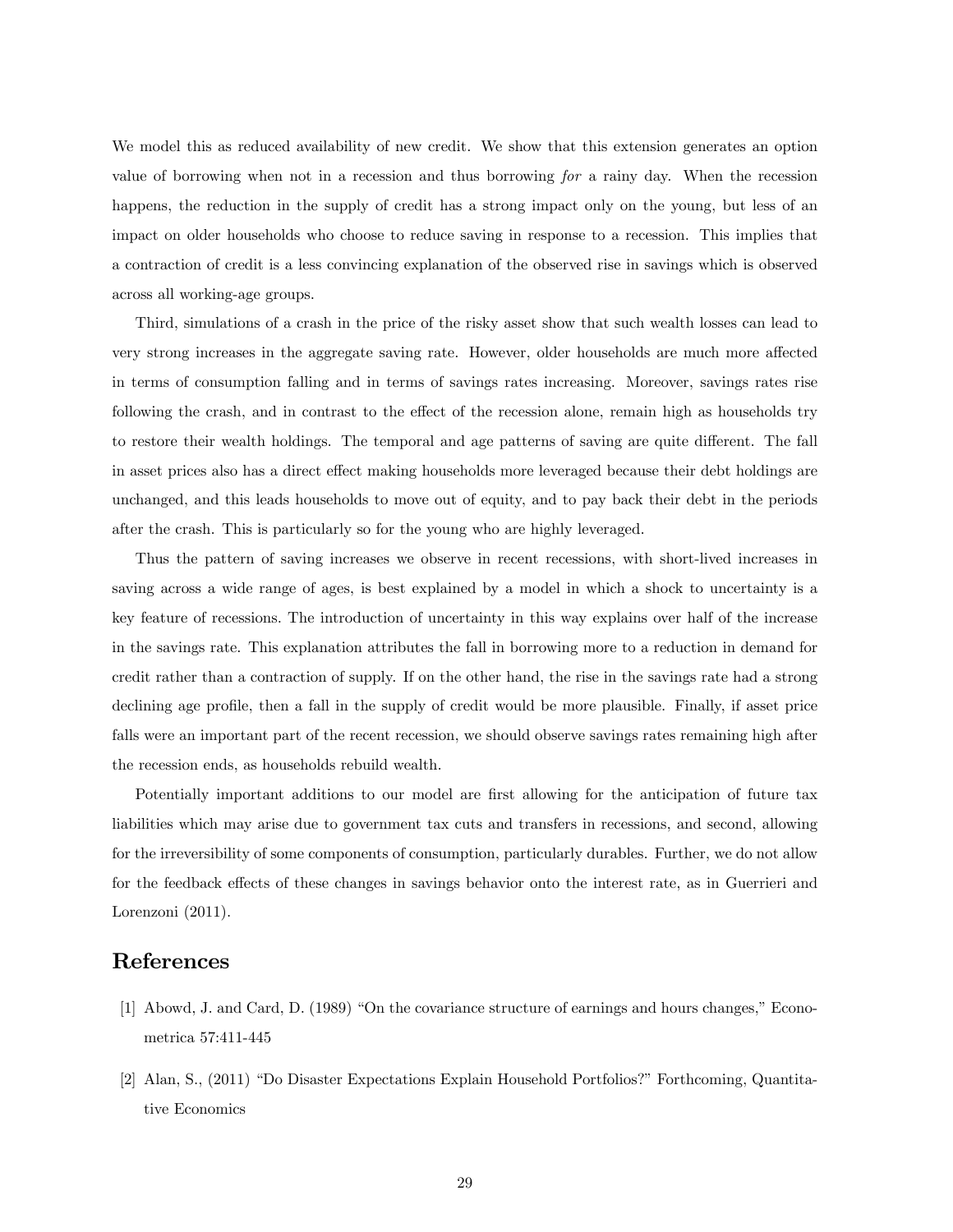We model this as reduced availability of new credit. We show that this extension generates an option value of borrowing when not in a recession and thus borrowing *for* a rainy day. When the recession happens, the reduction in the supply of credit has a strong impact only on the young, but less of an impact on older households who choose to reduce saving in response to a recession. This implies that a contraction of credit is a less convincing explanation of the observed rise in savings which is observed across all working-age groups.

Third, simulations of a crash in the price of the risky asset show that such wealth losses can lead to very strong increases in the aggregate saving rate. However, older households are much more affected in terms of consumption falling and in terms of savings rates increasing. Moreover, savings rates rise following the crash, and in contrast to the effect of the recession alone, remain high as households try to restore their wealth holdings. The temporal and age patterns of saving are quite different. The fall in asset prices also has a direct effect making households more leveraged because their debt holdings are unchanged, and this leads households to move out of equity, and to pay back their debt in the periods after the crash. This is particularly so for the young who are highly leveraged.

Thus the pattern of saving increases we observe in recent recessions, with short-lived increases in saving across a wide range of ages, is best explained by a model in which a shock to uncertainty is a key feature of recessions. The introduction of uncertainty in this way explains over half of the increase in the savings rate. This explanation attributes the fall in borrowing more to a reduction in demand for credit rather than a contraction of supply. If on the other hand, the rise in the savings rate had a strong declining age profile, then a fall in the supply of credit would be more plausible. Finally, if asset price falls were an important part of the recent recession, we should observe savings rates remaining high after the recession ends, as households rebuild wealth.

Potentially important additions to our model are first allowing for the anticipation of future tax liabilities which may arise due to government tax cuts and transfers in recessions, and second, allowing for the irreversibility of some components of consumption, particularly durables. Further, we do not allow for the feedback effects of these changes in savings behavior onto the interest rate, as in Guerrieri and Lorenzoni (2011).

# References

[1] Abowd, J. and Card, D. (1989) "On the covariance structure of earnings and hours changes," Econometrica 57:411-445

[2] Alan, S., (2011) "Do Disaster Expectations Explain Household Portfolios?" Forthcoming, Quantitative Economics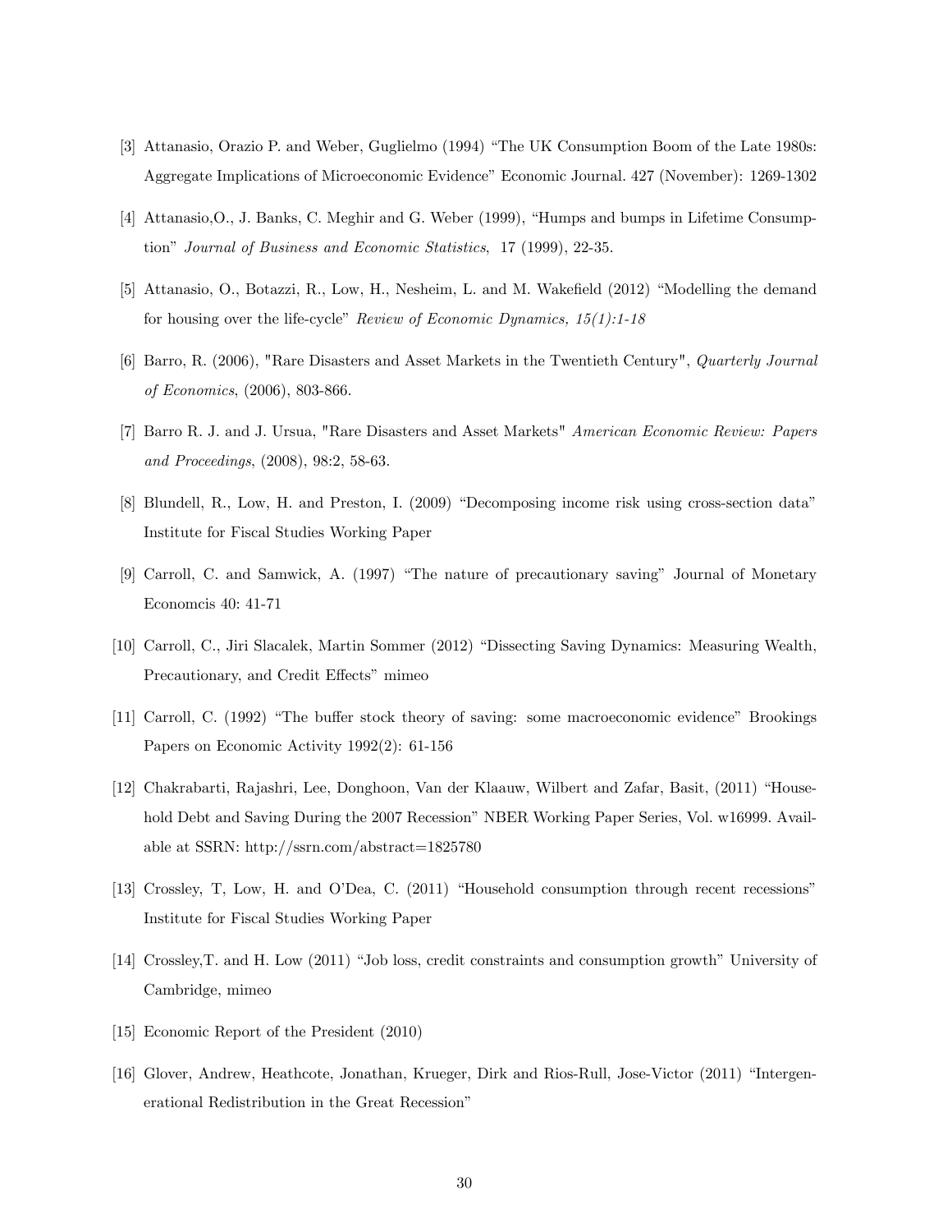[3] Attanasio, Orazio P. and Weber, Guglielmo (1994) "The UK Consumption Boom of the Late 1980s: Aggregate Implications of Microeconomic Evidence" Economic Journal. 427 (November): 1269-1302

[4] Attanasio,O., J. Banks, C. Meghir and G. Weber (1999), "Humps and bumps in Lifetime Consumption" *Journal of Business and Economic Statistics*, 17 (1999), 22-35.

[5] Attanasio, O., Botazzi, R., Low, H., Nesheim, L. and M. Wakefield (2012) "Modelling the demand for housing over the life-cycle" *Review of Economic Dynamics, 15(1):1-18*

[6] Barro, R. (2006), "Rare Disasters and Asset Markets in the Twentieth Century", *Quarterly Journal of Economics*, (2006), 803-866.

[7] Barro R. J. and J. Ursua, "Rare Disasters and Asset Markets" *American Economic Review: Papers and Proceedings*, (2008), 98:2, 58-63.

[8] Blundell, R., Low, H. and Preston, I. (2009) "Decomposing income risk using cross-section data" Institute for Fiscal Studies Working Paper

[9] Carroll, C. and Samwick, A. (1997) "The nature of precautionary saving" Journal of Monetary Economcis 40: 41-71

[10] Carroll, C., Jiri Slacalek, Martin Sommer (2012) "Dissecting Saving Dynamics: Measuring Wealth, Precautionary, and Credit Effects" mimeo

[11] Carroll, C. (1992) "The buffer stock theory of saving: some macroeconomic evidence" Brookings Papers on Economic Activity 1992(2): 61-156

[12] Chakrabarti, Rajashri, Lee, Donghoon, Van der Klaauw, Wilbert and Zafar, Basit, (2011) "Household Debt and Saving During the 2007 Recession" NBER Working Paper Series, Vol. w16999. Available at SSRN: http://ssrn.com/abstract=1825780

[13] Crossley, T, Low, H. and O'Dea, C. (2011) "Household consumption through recent recessions" Institute for Fiscal Studies Working Paper

[14] Crossley,T. and H. Low (2011) "Job loss, credit constraints and consumption growth" University of Cambridge, mimeo

[15] Economic Report of the President (2010)

[16] Glover, Andrew, Heathcote, Jonathan, Krueger, Dirk and Rios-Rull, Jose-Victor (2011) "Intergenerational Redistribution in the Great Recession"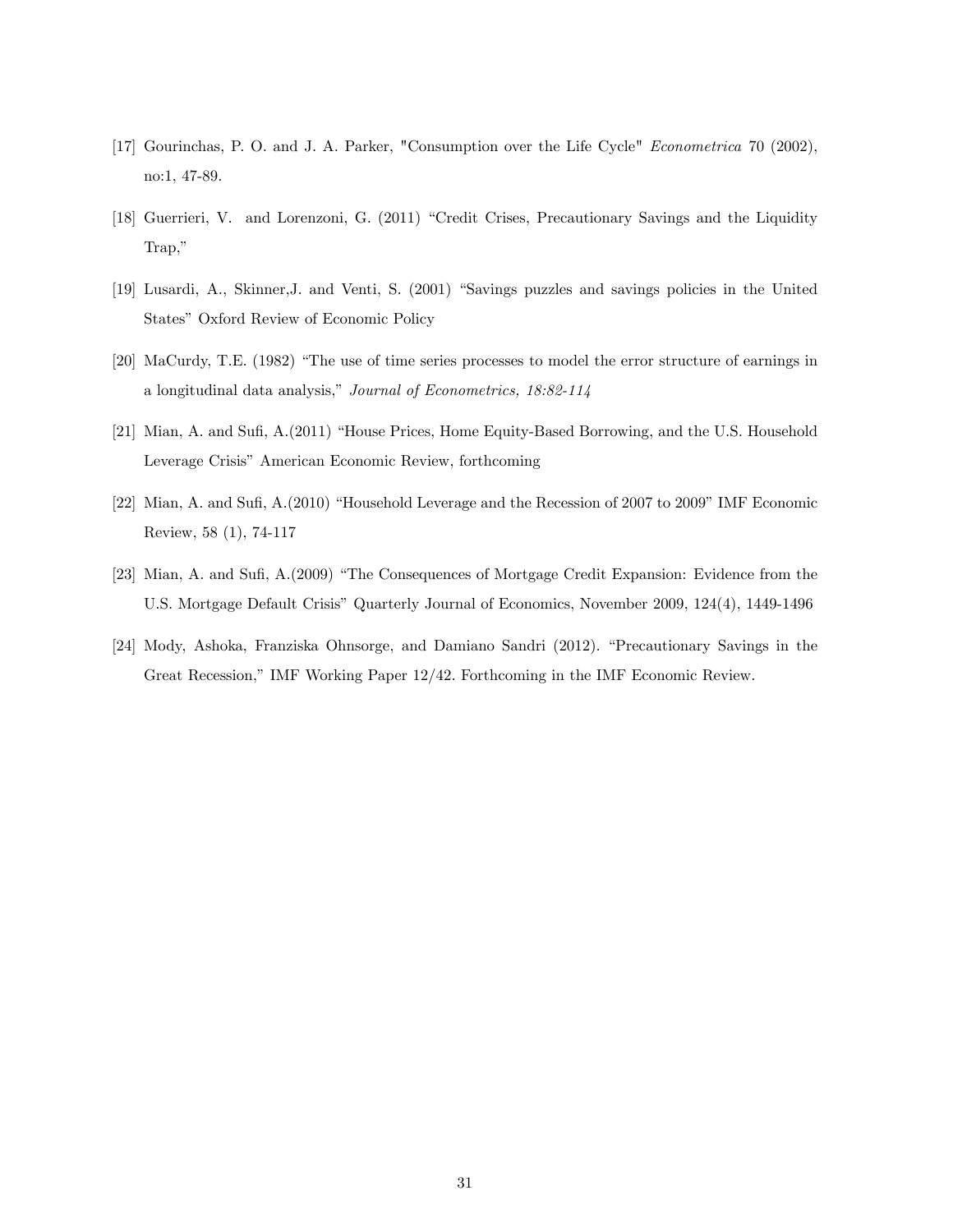[17] Gourinchas, P. O. and J. A. Parker, "Consumption over the Life Cycle" *Econometrica* 70 (2002), no:1, 47-89.

[18] Guerrieri, V. and Lorenzoni, G. (2011) "Credit Crises, Precautionary Savings and the Liquidity Trap,"

[19] Lusardi, A., Skinner,J. and Venti, S. (2001) "Savings puzzles and savings policies in the United States" Oxford Review of Economic Policy

[20] MaCurdy, T.E. (1982) "The use of time series processes to model the error structure of earnings in a longitudinal data analysis," *Journal of Econometrics, 18:82-114*

[21] Mian, A. and Sufi, A.(2011) "House Prices, Home Equity-Based Borrowing, and the U.S. Household Leverage Crisis" American Economic Review, forthcoming

[22] Mian, A. and Sufi, A.(2010) "Household Leverage and the Recession of 2007 to 2009" IMF Economic Review, 58 (1), 74-117

[23] Mian, A. and Sufi, A.(2009) "The Consequences of Mortgage Credit Expansion: Evidence from the U.S. Mortgage Default Crisis" Quarterly Journal of Economics, November 2009, 124(4), 1449-1496

[24] Mody, Ashoka, Franziska Ohnsorge, and Damiano Sandri (2012). "Precautionary Savings in the Great Recession," IMF Working Paper 12/42. Forthcoming in the IMF Economic Review.